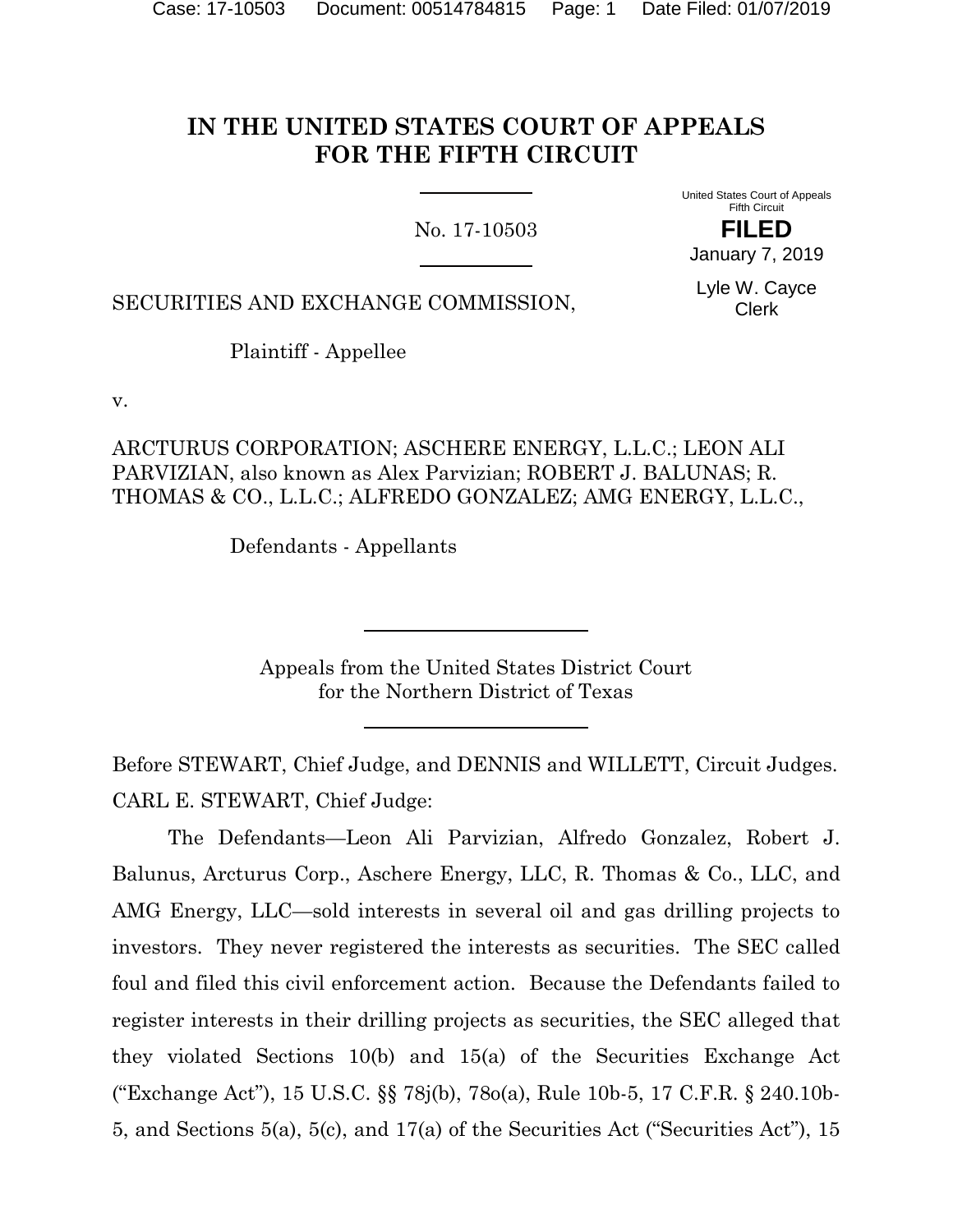# IN THE UNITED STATES COURT OF APPEALS FOR THE FIFTH CIRCUIT

No. 17-10503

United States Court of Appeals
Fifth Circuit

**FILED**

January 7, 2019

Lyle W. Cayce
Clerk

SECURITIES AND EXCHANGE COMMISSION,

Plaintiff - Appellee

v.

ARCTURUS CORPORATION; ASCHERE ENERGY, L.L.C.; LEON ALI PARVIZIAN, also known as Alex Parvizian; ROBERT J. BALUNAS; R. THOMAS & CO., L.L.C.; ALFREDO GONZALEZ; AMG ENERGY, L.L.C.,

Defendants - Appellants

Appeals from the United States District Court
for the Northern District of Texas

Before STEWART, Chief Judge, and DENNIS and WILLETT, Circuit Judges.

CARL E. STEWART, Chief Judge:

The Defendants—Leon Ali Parvizian, Alfredo Gonzalez, Robert J. Balunus, Arcturus Corp., Aschere Energy, LLC, R. Thomas & Co., LLC, and AMG Energy, LLC—sold interests in several oil and gas drilling projects to investors. They never registered the interests as securities. The SEC called foul and filed this civil enforcement action. Because the Defendants failed to register interests in their drilling projects as securities, the SEC alleged that they violated Sections 10(b) and 15(a) of the Securities Exchange Act ("Exchange Act"), 15 U.S.C. §§ 78j(b), 78o(a), Rule 10b-5, 17 C.F.R. § 240.10b-5, and Sections 5(a), 5(c), and 17(a) of the Securities Act ("Securities Act"), 15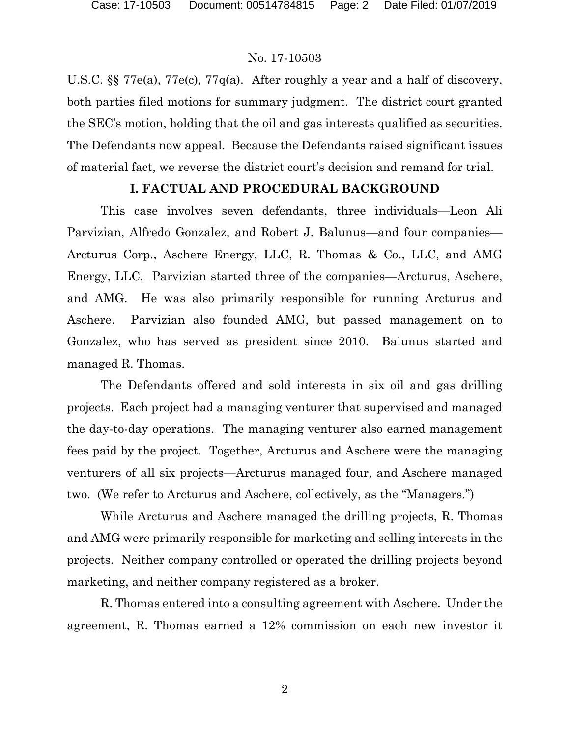U.S.C. §§ 77e(a), 77e(c), 77q(a). After roughly a year and a half of discovery, both parties filed motions for summary judgment. The district court granted the SEC's motion, holding that the oil and gas interests qualified as securities. The Defendants now appeal. Because the Defendants raised significant issues of material fact, we reverse the district court's decision and remand for trial.

## I. FACTUAL AND PROCEDURAL BACKGROUND

This case involves seven defendants, three individuals—Leon Ali Parvizian, Alfredo Gonzalez, and Robert J. Balunus—and four companies—Arcturus Corp., Aschere Energy, LLC, R. Thomas & Co., LLC, and AMG Energy, LLC. Parvizian started three of the companies—Arcturus, Aschere, and AMG. He was also primarily responsible for running Arcturus and Aschere. Parvizian also founded AMG, but passed management on to Gonzalez, who has served as president since 2010. Balunus started and managed R. Thomas.

The Defendants offered and sold interests in six oil and gas drilling projects. Each project had a managing venturer that supervised and managed the day-to-day operations. The managing venturer also earned management fees paid by the project. Together, Arcturus and Aschere were the managing venturers of all six projects—Arcturus managed four, and Aschere managed two. (We refer to Arcturus and Aschere, collectively, as the "Managers.")

While Arcturus and Aschere managed the drilling projects, R. Thomas and AMG were primarily responsible for marketing and selling interests in the projects. Neither company controlled or operated the drilling projects beyond marketing, and neither company registered as a broker.

R. Thomas entered into a consulting agreement with Aschere. Under the agreement, R. Thomas earned a 12% commission on each new investor it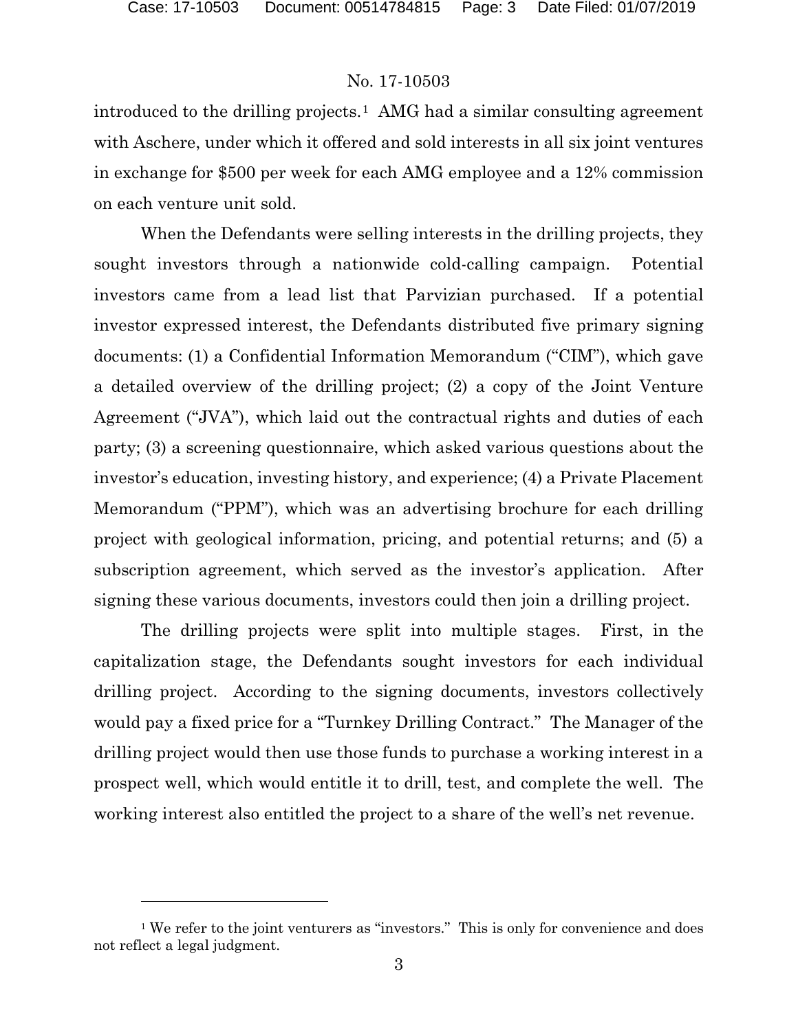introduced to the drilling projects.[1] AMG had a similar consulting agreement with Aschere, under which it offered and sold interests in all six joint ventures in exchange for $500 per week for each AMG employee and a 12% commission on each venture unit sold.

When the Defendants were selling interests in the drilling projects, they sought investors through a nationwide cold-calling campaign. Potential investors came from a lead list that Parvizian purchased. If a potential investor expressed interest, the Defendants distributed five primary signing documents: (1) a Confidential Information Memorandum ("CIM"), which gave a detailed overview of the drilling project; (2) a copy of the Joint Venture Agreement ("JVA"), which laid out the contractual rights and duties of each party; (3) a screening questionnaire, which asked various questions about the investor's education, investing history, and experience; (4) a Private Placement Memorandum ("PPM"), which was an advertising brochure for each drilling project with geological information, pricing, and potential returns; and (5) a subscription agreement, which served as the investor's application. After signing these various documents, investors could then join a drilling project.

The drilling projects were split into multiple stages. First, in the capitalization stage, the Defendants sought investors for each individual drilling project. According to the signing documents, investors collectively would pay a fixed price for a "Turnkey Drilling Contract." The Manager of the drilling project would then use those funds to purchase a working interest in a prospect well, which would entitle it to drill, test, and complete the well. The working interest also entitled the project to a share of the well's net revenue.

[1] We refer to the joint venturers as "investors." This is only for convenience and does not reflect a legal judgment.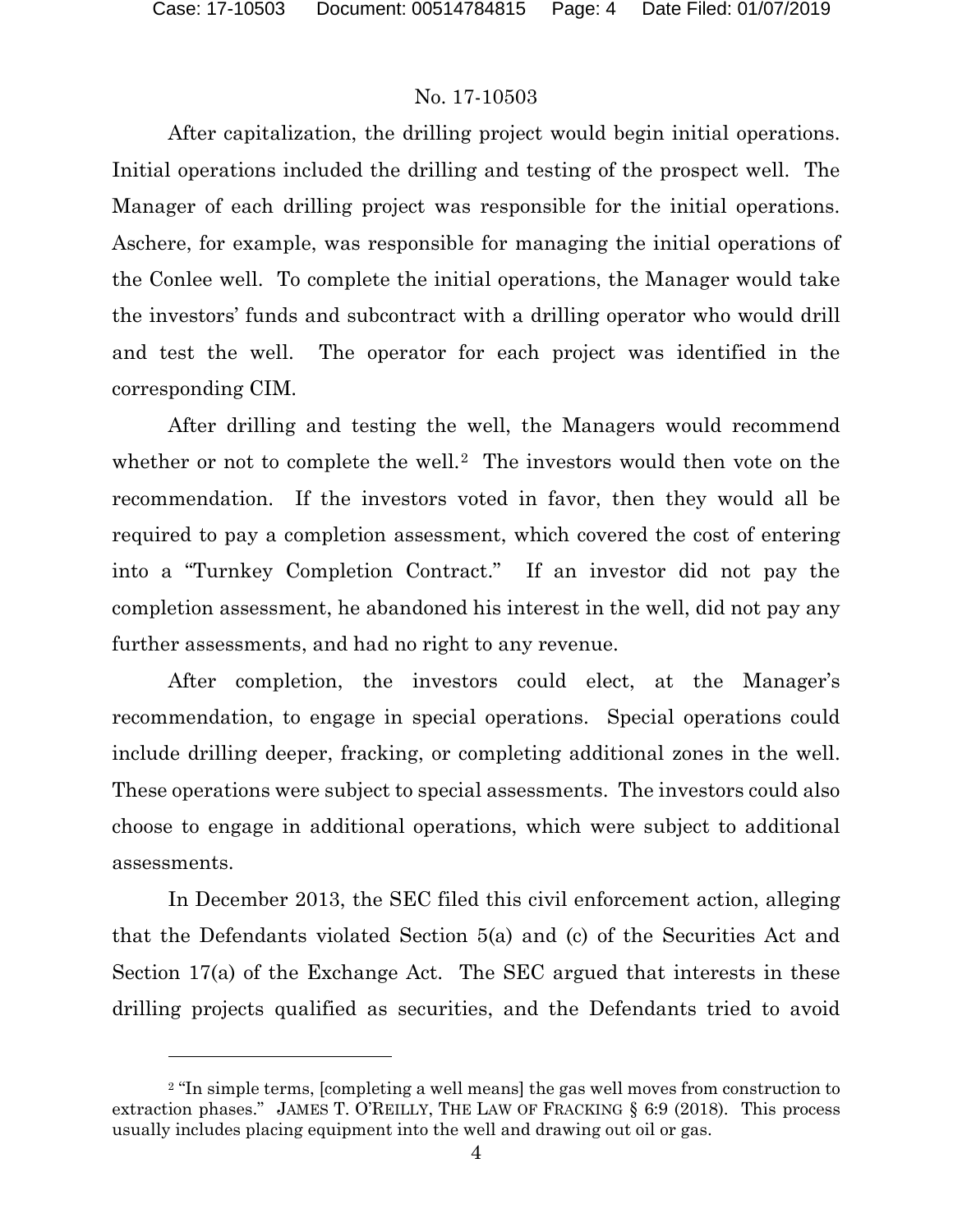After capitalization, the drilling project would begin initial operations. Initial operations included the drilling and testing of the prospect well. The Manager of each drilling project was responsible for the initial operations. Aschere, for example, was responsible for managing the initial operations of the Conlee well. To complete the initial operations, the Manager would take the investors' funds and subcontract with a drilling operator who would drill and test the well. The operator for each project was identified in the corresponding CIM.

After drilling and testing the well, the Managers would recommend whether or not to complete the well.[2] The investors would then vote on the recommendation. If the investors voted in favor, then they would all be required to pay a completion assessment, which covered the cost of entering into a "Turnkey Completion Contract." If an investor did not pay the completion assessment, he abandoned his interest in the well, did not pay any further assessments, and had no right to any revenue.

After completion, the investors could elect, at the Manager's recommendation, to engage in special operations. Special operations could include drilling deeper, fracking, or completing additional zones in the well. These operations were subject to special assessments. The investors could also choose to engage in additional operations, which were subject to additional assessments.

In December 2013, the SEC filed this civil enforcement action, alleging that the Defendants violated Section 5(a) and (c) of the Securities Act and Section 17(a) of the Exchange Act. The SEC argued that interests in these drilling projects qualified as securities, and the Defendants tried to avoid

---

[2] "In simple terms, [completing a well means] the gas well moves from construction to extraction phases." JAMES T. O'REILLY, THE LAW OF FRACKING § 6:9 (2018). This process usually includes placing equipment into the well and drawing out oil or gas.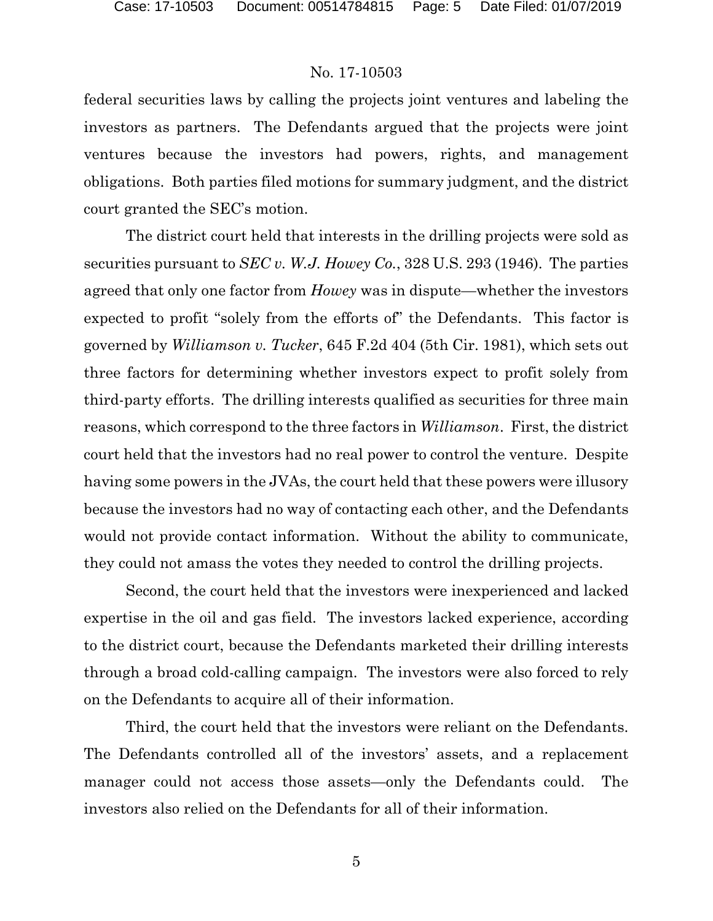federal securities laws by calling the projects joint ventures and labeling the investors as partners. The Defendants argued that the projects were joint ventures because the investors had powers, rights, and management obligations. Both parties filed motions for summary judgment, and the district court granted the SEC's motion.

The district court held that interests in the drilling projects were sold as securities pursuant to *SEC v. W.J. Howey Co.*, 328 U.S. 293 (1946). The parties agreed that only one factor from *Howey* was in dispute—whether the investors expected to profit "solely from the efforts of" the Defendants. This factor is governed by *Williamson v. Tucker*, 645 F.2d 404 (5th Cir. 1981), which sets out three factors for determining whether investors expect to profit solely from third-party efforts. The drilling interests qualified as securities for three main reasons, which correspond to the three factors in *Williamson*. First, the district court held that the investors had no real power to control the venture. Despite having some powers in the JVAs, the court held that these powers were illusory because the investors had no way of contacting each other, and the Defendants would not provide contact information. Without the ability to communicate, they could not amass the votes they needed to control the drilling projects.

Second, the court held that the investors were inexperienced and lacked expertise in the oil and gas field. The investors lacked experience, according to the district court, because the Defendants marketed their drilling interests through a broad cold-calling campaign. The investors were also forced to rely on the Defendants to acquire all of their information.

Third, the court held that the investors were reliant on the Defendants. The Defendants controlled all of the investors' assets, and a replacement manager could not access those assets—only the Defendants could. The investors also relied on the Defendants for all of their information.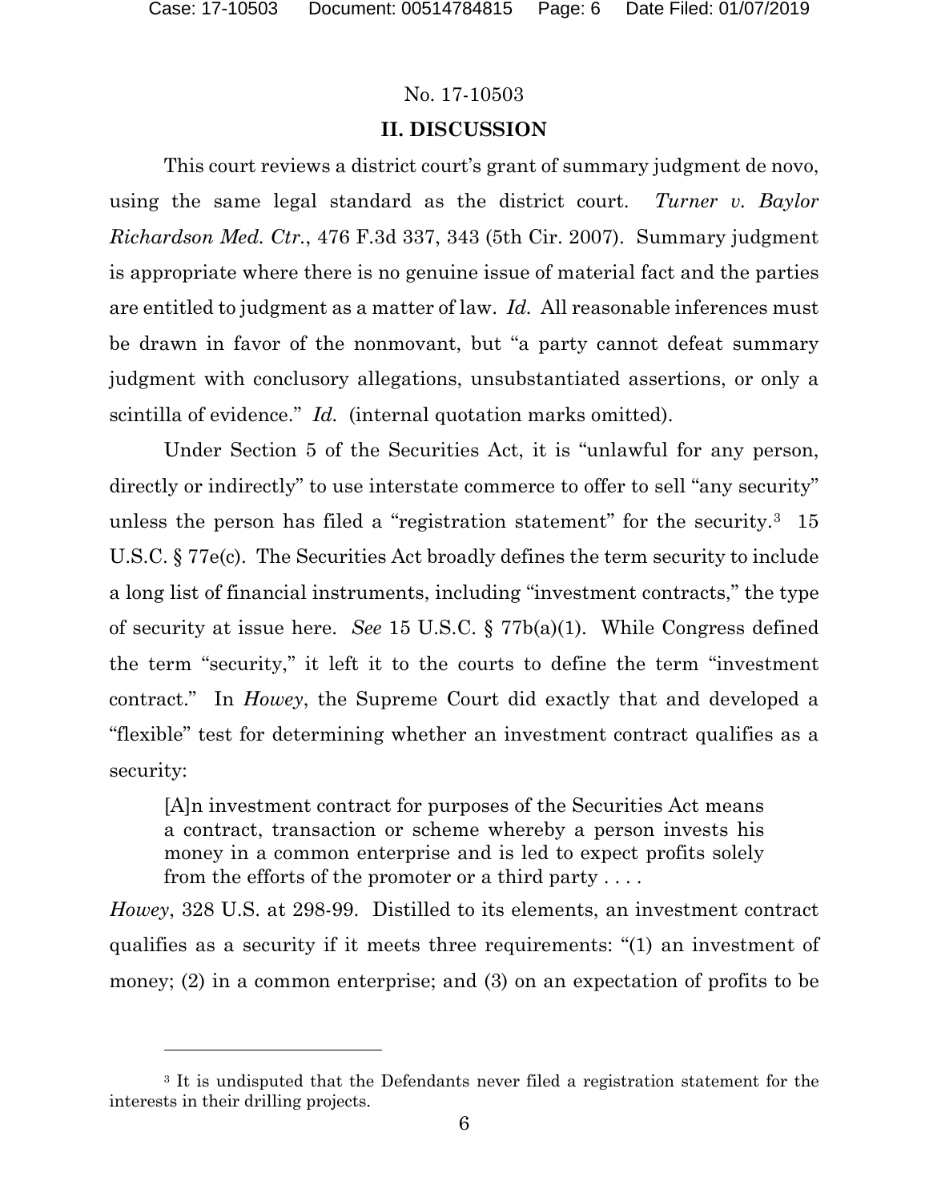No. 17-10503

## II. DISCUSSION

This court reviews a district court's grant of summary judgment de novo, using the same legal standard as the district court. *Turner v. Baylor Richardson Med. Ctr.*, 476 F.3d 337, 343 (5th Cir. 2007). Summary judgment is appropriate where there is no genuine issue of material fact and the parties are entitled to judgment as a matter of law. *Id.* All reasonable inferences must be drawn in favor of the nonmovant, but "a party cannot defeat summary judgment with conclusory allegations, unsubstantiated assertions, or only a scintilla of evidence." *Id.* (internal quotation marks omitted).

Under Section 5 of the Securities Act, it is "unlawful for any person, directly or indirectly" to use interstate commerce to offer to sell "any security" unless the person has filed a "registration statement" for the security.[3] 15 U.S.C. § 77e(c). The Securities Act broadly defines the term security to include a long list of financial instruments, including "investment contracts," the type of security at issue here. *See* 15 U.S.C. § 77b(a)(1). While Congress defined the term "security," it left it to the courts to define the term "investment contract." In *Howey*, the Supreme Court did exactly that and developed a "flexible" test for determining whether an investment contract qualifies as a security:

> [A]n investment contract for purposes of the Securities Act means a contract, transaction or scheme whereby a person invests his money in a common enterprise and is led to expect profits solely from the efforts of the promoter or a third party . . . .

*Howey*, 328 U.S. at 298-99. Distilled to its elements, an investment contract qualifies as a security if it meets three requirements: "(1) an investment of money; (2) in a common enterprise; and (3) on an expectation of profits to be

---

[3] It is undisputed that the Defendants never filed a registration statement for the interests in their drilling projects.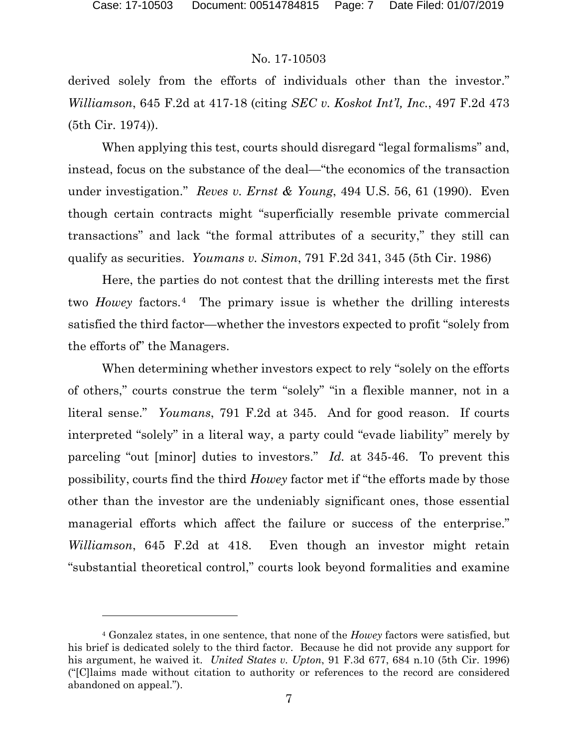derived solely from the efforts of individuals other than the investor." *Williamson*, 645 F.2d at 417-18 (citing *SEC v. Koskot Int'l, Inc.*, 497 F.2d 473 (5th Cir. 1974)).

When applying this test, courts should disregard "legal formalisms" and, instead, focus on the substance of the deal—"the economics of the transaction under investigation." *Reves v. Ernst & Young*, 494 U.S. 56, 61 (1990). Even though certain contracts might "superficially resemble private commercial transactions" and lack "the formal attributes of a security," they still can qualify as securities. *Youmans v. Simon*, 791 F.2d 341, 345 (5th Cir. 1986)

Here, the parties do not contest that the drilling interests met the first two *Howey* factors.[4] The primary issue is whether the drilling interests satisfied the third factor—whether the investors expected to profit "solely from the efforts of" the Managers.

When determining whether investors expect to rely "solely on the efforts of others," courts construe the term "solely" "in a flexible manner, not in a literal sense." *Youmans*, 791 F.2d at 345. And for good reason. If courts interpreted "solely" in a literal way, a party could "evade liability" merely by parceling "out [minor] duties to investors." *Id.* at 345-46. To prevent this possibility, courts find the third *Howey* factor met if "the efforts made by those other than the investor are the undeniably significant ones, those essential managerial efforts which affect the failure or success of the enterprise." *Williamson*, 645 F.2d at 418. Even though an investor might retain "substantial theoretical control," courts look beyond formalities and examine

---

[4] Gonzalez states, in one sentence, that none of the *Howey* factors were satisfied, but his brief is dedicated solely to the third factor. Because he did not provide any support for his argument, he waived it. *United States v. Upton*, 91 F.3d 677, 684 n.10 (5th Cir. 1996) ("[C]laims made without citation to authority or references to the record are considered abandoned on appeal.").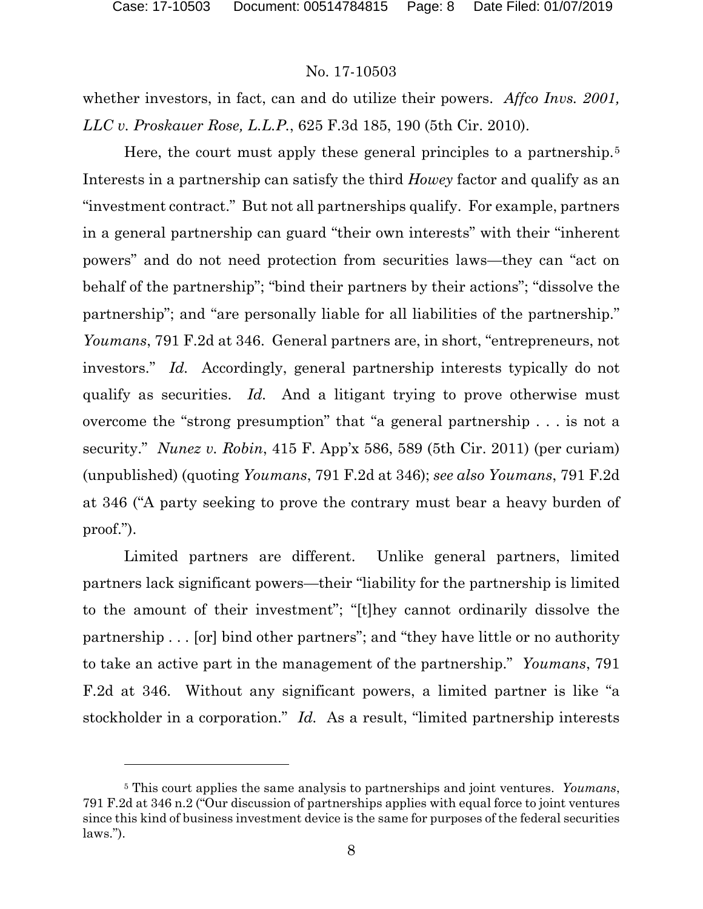whether investors, in fact, can and do utilize their powers. *Affco Invs. 2001, LLC v. Proskauer Rose, L.L.P.*, 625 F.3d 185, 190 (5th Cir. 2010).

Here, the court must apply these general principles to a partnership.[5] Interests in a partnership can satisfy the third *Howey* factor and qualify as an "investment contract." But not all partnerships qualify. For example, partners in a general partnership can guard "their own interests" with their "inherent powers" and do not need protection from securities laws—they can "act on behalf of the partnership"; "bind their partners by their actions"; "dissolve the partnership"; and "are personally liable for all liabilities of the partnership." *Youmans*, 791 F.2d at 346. General partners are, in short, "entrepreneurs, not investors." *Id.* Accordingly, general partnership interests typically do not qualify as securities. *Id.* And a litigant trying to prove otherwise must overcome the "strong presumption" that "a general partnership . . . is not a security." *Nunez v. Robin*, 415 F. App'x 586, 589 (5th Cir. 2011) (per curiam) (unpublished) (quoting *Youmans*, 791 F.2d at 346); *see also Youmans*, 791 F.2d at 346 ("A party seeking to prove the contrary must bear a heavy burden of proof.").

Limited partners are different. Unlike general partners, limited partners lack significant powers—their "liability for the partnership is limited to the amount of their investment"; "[t]hey cannot ordinarily dissolve the partnership . . . [or] bind other partners"; and "they have little or no authority to take an active part in the management of the partnership." *Youmans*, 791 F.2d at 346. Without any significant powers, a limited partner is like "a stockholder in a corporation." *Id.* As a result, "limited partnership interests

---

[5] This court applies the same analysis to partnerships and joint ventures. *Youmans*, 791 F.2d at 346 n.2 ("Our discussion of partnerships applies with equal force to joint ventures since this kind of business investment device is the same for purposes of the federal securities laws.").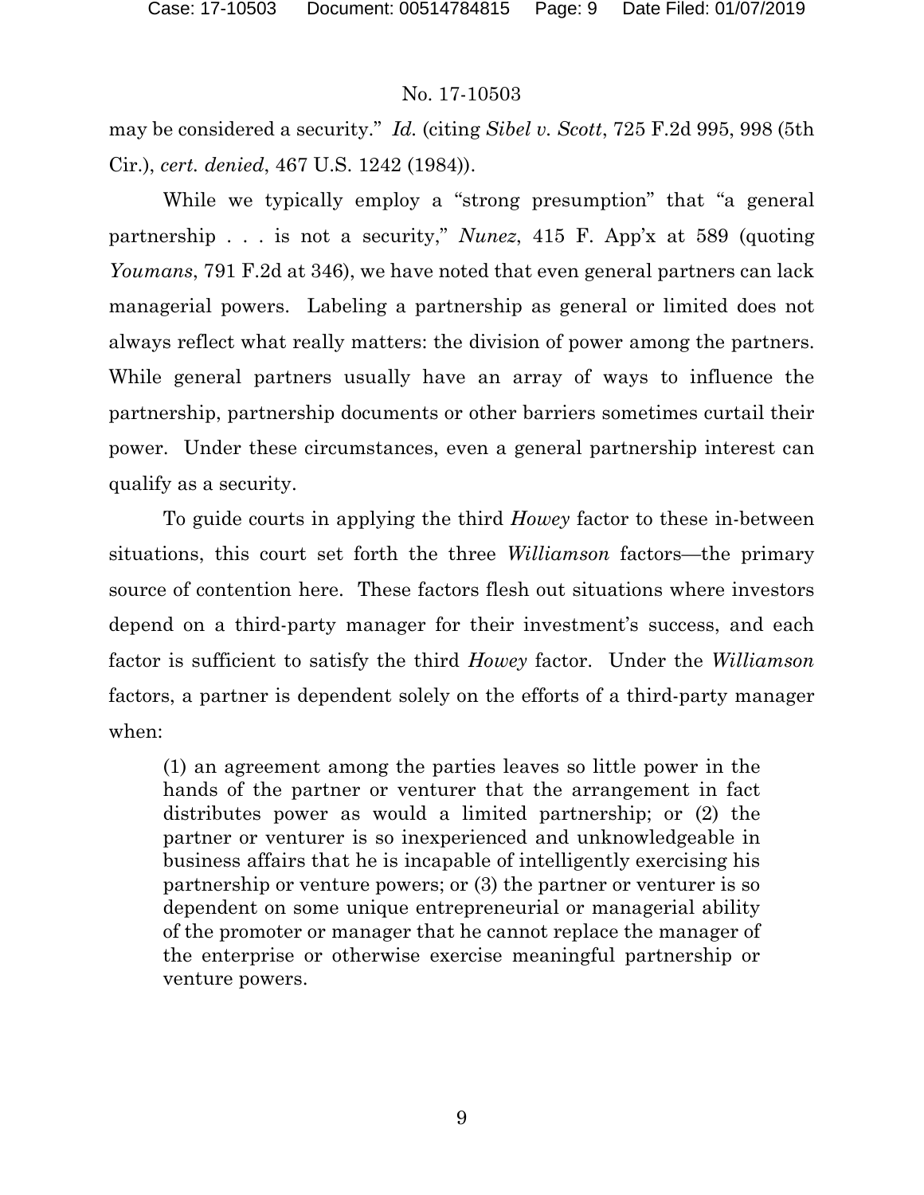may be considered a security." *Id.* (citing *Sibel v. Scott*, 725 F.2d 995, 998 (5th Cir.), *cert. denied*, 467 U.S. 1242 (1984)).

While we typically employ a "strong presumption" that "a general partnership . . . is not a security," *Nunez*, 415 F. App'x at 589 (quoting *Youmans*, 791 F.2d at 346), we have noted that even general partners can lack managerial powers. Labeling a partnership as general or limited does not always reflect what really matters: the division of power among the partners. While general partners usually have an array of ways to influence the partnership, partnership documents or other barriers sometimes curtail their power. Under these circumstances, even a general partnership interest can qualify as a security.

To guide courts in applying the third *Howey* factor to these in-between situations, this court set forth the three *Williamson* factors—the primary source of contention here. These factors flesh out situations where investors depend on a third-party manager for their investment's success, and each factor is sufficient to satisfy the third *Howey* factor. Under the *Williamson* factors, a partner is dependent solely on the efforts of a third-party manager when:

> (1) an agreement among the parties leaves so little power in the hands of the partner or venturer that the arrangement in fact distributes power as would a limited partnership; or (2) the partner or venturer is so inexperienced and unknowledgeable in business affairs that he is incapable of intelligently exercising his partnership or venture powers; or (3) the partner or venturer is so dependent on some unique entrepreneurial or managerial ability of the promoter or manager that he cannot replace the manager of the enterprise or otherwise exercise meaningful partnership or venture powers.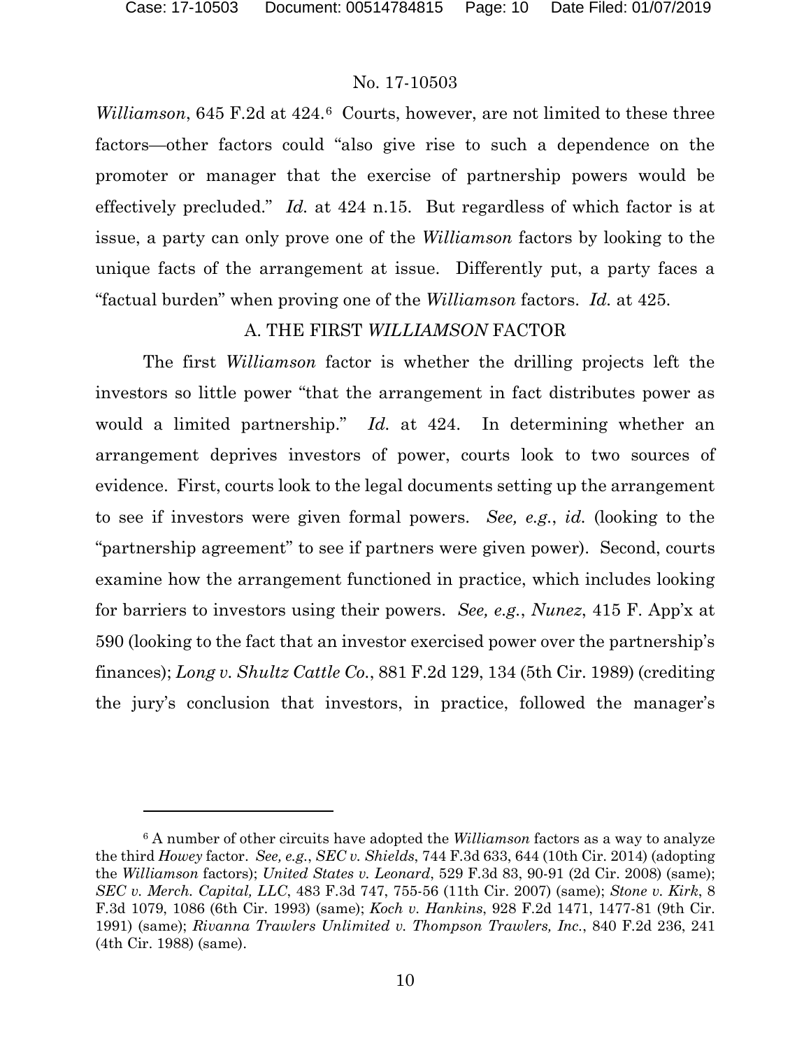*Williamson*, 645 F.2d at 424.[6] Courts, however, are not limited to these three factors—other factors could "also give rise to such a dependence on the promoter or manager that the exercise of partnership powers would be effectively precluded." *Id.* at 424 n.15. But regardless of which factor is at issue, a party can only prove one of the *Williamson* factors by looking to the unique facts of the arrangement at issue. Differently put, a party faces a "factual burden" when proving one of the *Williamson* factors. *Id.* at 425.

### A. THE FIRST *WILLIAMSON* FACTOR

The first *Williamson* factor is whether the drilling projects left the investors so little power "that the arrangement in fact distributes power as would a limited partnership." *Id.* at 424. In determining whether an arrangement deprives investors of power, courts look to two sources of evidence. First, courts look to the legal documents setting up the arrangement to see if investors were given formal powers. *See, e.g.*, *id.* (looking to the "partnership agreement" to see if partners were given power). Second, courts examine how the arrangement functioned in practice, which includes looking for barriers to investors using their powers. *See, e.g.*, *Nunez*, 415 F. App'x at 590 (looking to the fact that an investor exercised power over the partnership's finances); *Long v. Shultz Cattle Co.*, 881 F.2d 129, 134 (5th Cir. 1989) (crediting the jury's conclusion that investors, in practice, followed the manager's

---

[6] A number of other circuits have adopted the *Williamson* factors as a way to analyze the third *Howey* factor. *See, e.g.*, *SEC v. Shields*, 744 F.3d 633, 644 (10th Cir. 2014) (adopting the *Williamson* factors); *United States v. Leonard*, 529 F.3d 83, 90-91 (2d Cir. 2008) (same); *SEC v. Merch. Capital, LLC*, 483 F.3d 747, 755-56 (11th Cir. 2007) (same); *Stone v. Kirk*, 8 F.3d 1079, 1086 (6th Cir. 1993) (same); *Koch v. Hankins*, 928 F.2d 1471, 1477-81 (9th Cir. 1991) (same); *Rivanna Trawlers Unlimited v. Thompson Trawlers, Inc.*, 840 F.2d 236, 241 (4th Cir. 1988) (same).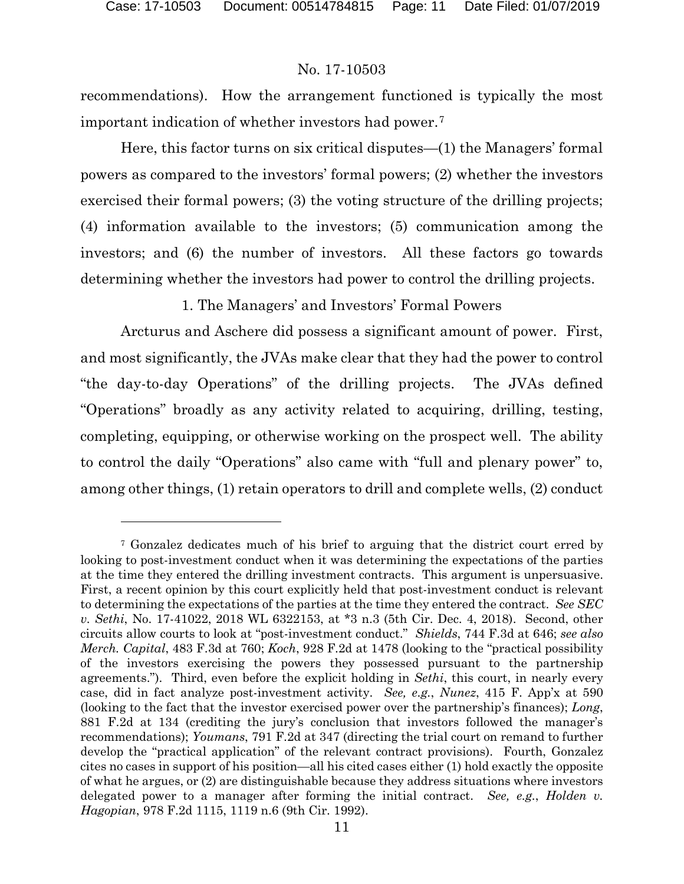recommendations). How the arrangement functioned is typically the most important indication of whether investors had power.[7]

Here, this factor turns on six critical disputes—(1) the Managers' formal powers as compared to the investors' formal powers; (2) whether the investors exercised their formal powers; (3) the voting structure of the drilling projects; (4) information available to the investors; (5) communication among the investors; and (6) the number of investors. All these factors go towards determining whether the investors had power to control the drilling projects.

1. The Managers' and Investors' Formal Powers

Arcturus and Aschere did possess a significant amount of power. First, and most significantly, the JVAs make clear that they had the power to control "the day-to-day Operations" of the drilling projects. The JVAs defined "Operations" broadly as any activity related to acquiring, drilling, testing, completing, equipping, or otherwise working on the prospect well. The ability to control the daily "Operations" also came with "full and plenary power" to, among other things, (1) retain operators to drill and complete wells, (2) conduct

---

[7] Gonzalez dedicates much of his brief to arguing that the district court erred by looking to post-investment conduct when it was determining the expectations of the parties at the time they entered the drilling investment contracts. This argument is unpersuasive. First, a recent opinion by this court explicitly held that post-investment conduct is relevant to determining the expectations of the parties at the time they entered the contract. *See SEC v. Sethi*, No. 17-41022, 2018 WL 6322153, at *3 n.3 (5th Cir. Dec. 4, 2018). Second, other circuits allow courts to look at "post-investment conduct." *Shields*, 744 F.3d at 646; *see also Merch. Capital*, 483 F.3d at 760; *Koch*, 928 F.2d at 1478 (looking to the "practical possibility of the investors exercising the powers they possessed pursuant to the partnership agreements."). Third, even before the explicit holding in *Sethi*, this court, in nearly every case, did in fact analyze post-investment activity. *See, e.g.*, *Nunez*, 415 F. App'x at 590 (looking to the fact that the investor exercised power over the partnership's finances); *Long*, 881 F.2d at 134 (crediting the jury's conclusion that investors followed the manager's recommendations); *Youmans*, 791 F.2d at 347 (directing the trial court on remand to further develop the "practical application" of the relevant contract provisions). Fourth, Gonzalez cites no cases in support of his position—all his cited cases either (1) hold exactly the opposite of what he argues, or (2) are distinguishable because they address situations where investors delegated power to a manager after forming the initial contract. *See, e.g.*, *Holden v. Hagopian*, 978 F.2d 1115, 1119 n.6 (9th Cir. 1992).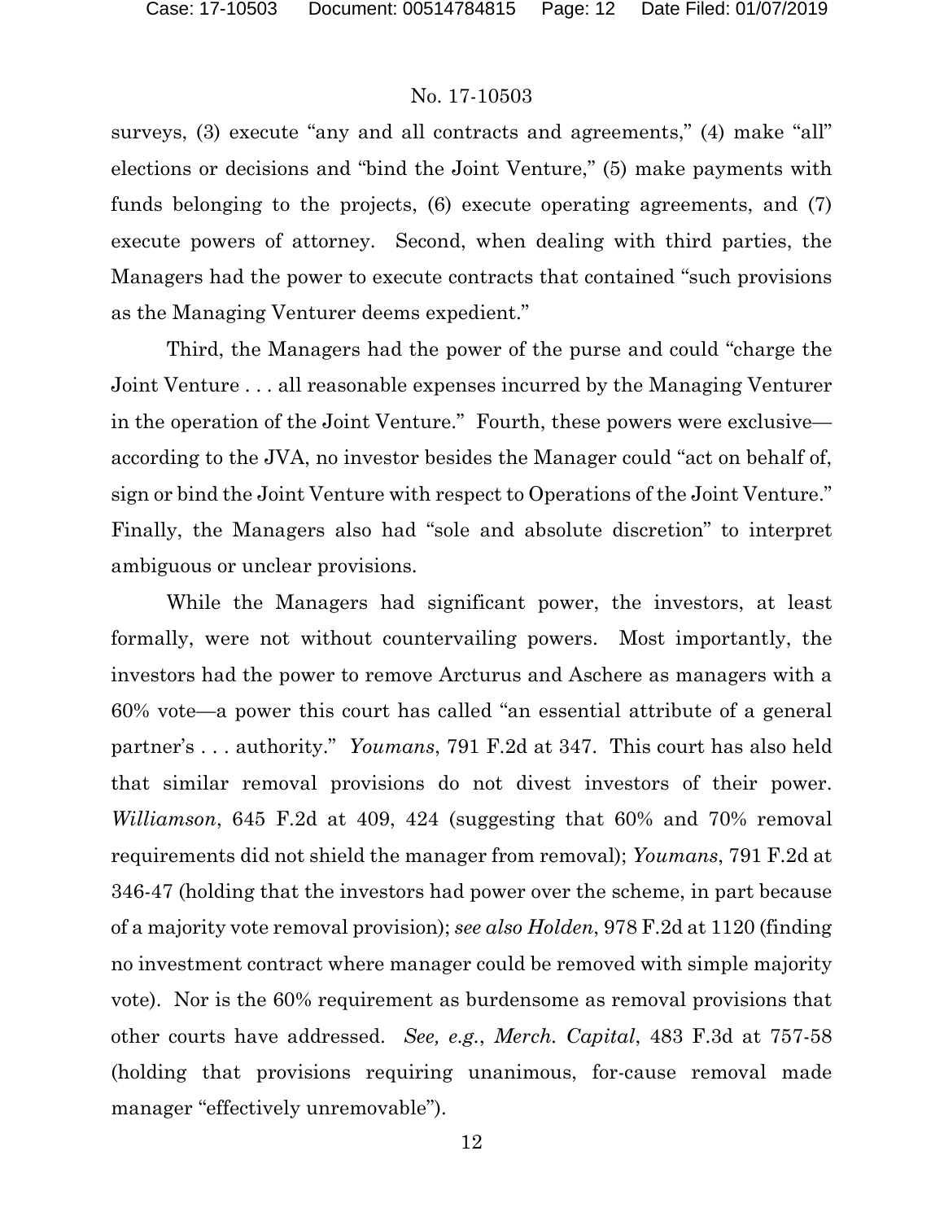surveys, (3) execute "any and all contracts and agreements," (4) make "all" elections or decisions and "bind the Joint Venture," (5) make payments with funds belonging to the projects, (6) execute operating agreements, and (7) execute powers of attorney. Second, when dealing with third parties, the Managers had the power to execute contracts that contained "such provisions as the Managing Venturer deems expedient."

Third, the Managers had the power of the purse and could "charge the Joint Venture . . . all reasonable expenses incurred by the Managing Venturer in the operation of the Joint Venture." Fourth, these powers were exclusive—according to the JVA, no investor besides the Manager could "act on behalf of, sign or bind the Joint Venture with respect to Operations of the Joint Venture." Finally, the Managers also had "sole and absolute discretion" to interpret ambiguous or unclear provisions.

While the Managers had significant power, the investors, at least formally, were not without countervailing powers. Most importantly, the investors had the power to remove Arcturus and Aschere as managers with a 60% vote—a power this court has called "an essential attribute of a general partner's . . . authority." *Youmans*, 791 F.2d at 347. This court has also held that similar removal provisions do not divest investors of their power. *Williamson*, 645 F.2d at 409, 424 (suggesting that 60% and 70% removal requirements did not shield the manager from removal); *Youmans*, 791 F.2d at 346-47 (holding that the investors had power over the scheme, in part because of a majority vote removal provision); *see also Holden*, 978 F.2d at 1120 (finding no investment contract where manager could be removed with simple majority vote). Nor is the 60% requirement as burdensome as removal provisions that other courts have addressed. *See, e.g.*, *Merch. Capital*, 483 F.3d at 757-58 (holding that provisions requiring unanimous, for-cause removal made manager "effectively unremovable").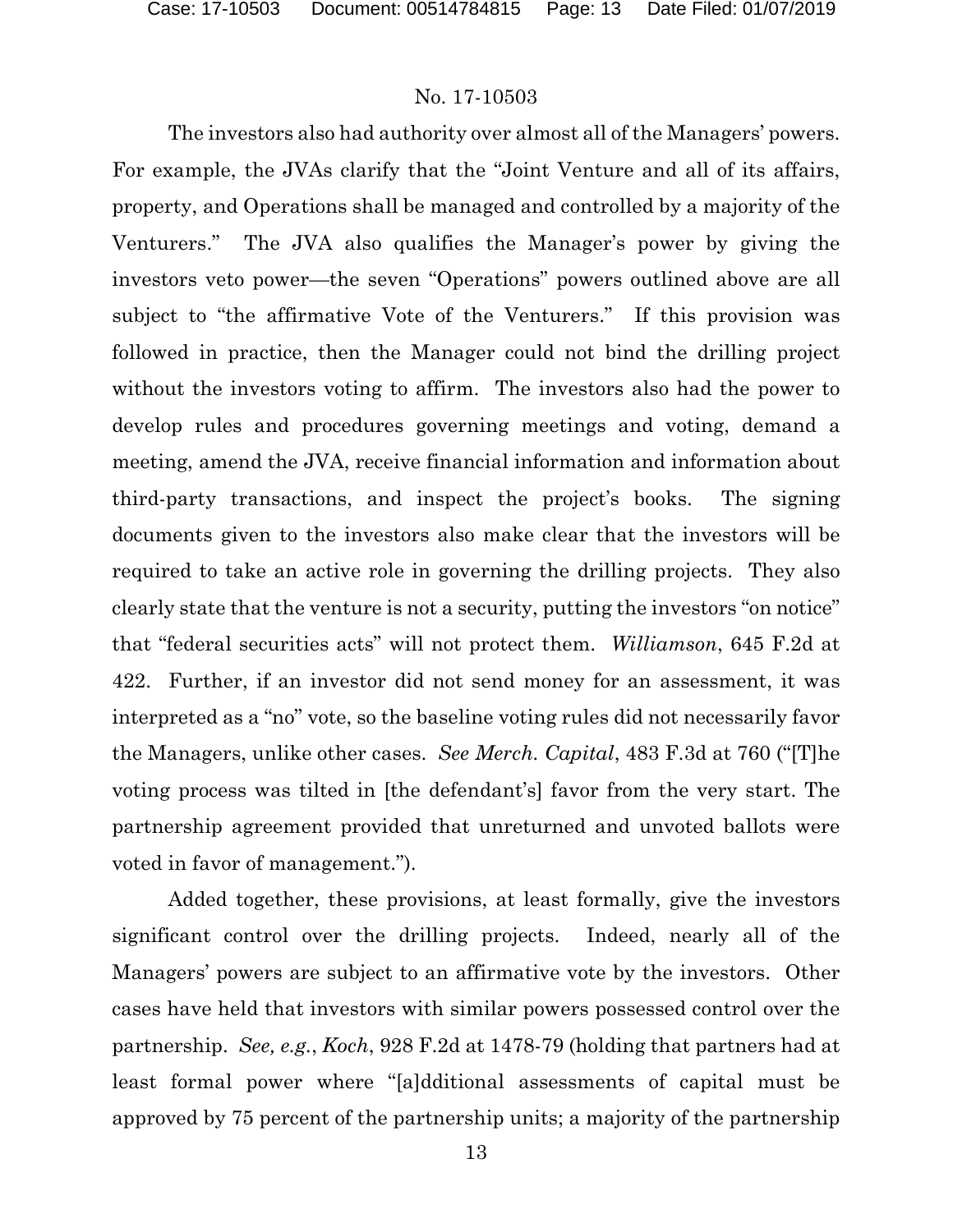The investors also had authority over almost all of the Managers' powers. For example, the JVAs clarify that the "Joint Venture and all of its affairs, property, and Operations shall be managed and controlled by a majority of the Venturers." The JVA also qualifies the Manager's power by giving the investors veto power—the seven "Operations" powers outlined above are all subject to "the affirmative Vote of the Venturers." If this provision was followed in practice, then the Manager could not bind the drilling project without the investors voting to affirm. The investors also had the power to develop rules and procedures governing meetings and voting, demand a meeting, amend the JVA, receive financial information and information about third-party transactions, and inspect the project's books. The signing documents given to the investors also make clear that the investors will be required to take an active role in governing the drilling projects. They also clearly state that the venture is not a security, putting the investors "on notice" that "federal securities acts" will not protect them. *Williamson*, 645 F.2d at 422. Further, if an investor did not send money for an assessment, it was interpreted as a "no" vote, so the baseline voting rules did not necessarily favor the Managers, unlike other cases. *See Merch. Capital*, 483 F.3d at 760 ("[T]he voting process was tilted in [the defendant's] favor from the very start. The partnership agreement provided that unreturned and unvoted ballots were voted in favor of management.").

Added together, these provisions, at least formally, give the investors significant control over the drilling projects. Indeed, nearly all of the Managers' powers are subject to an affirmative vote by the investors. Other cases have held that investors with similar powers possessed control over the partnership. *See, e.g.*, *Koch*, 928 F.2d at 1478-79 (holding that partners had at least formal power where "[a]dditional assessments of capital must be approved by 75 percent of the partnership units; a majority of the partnership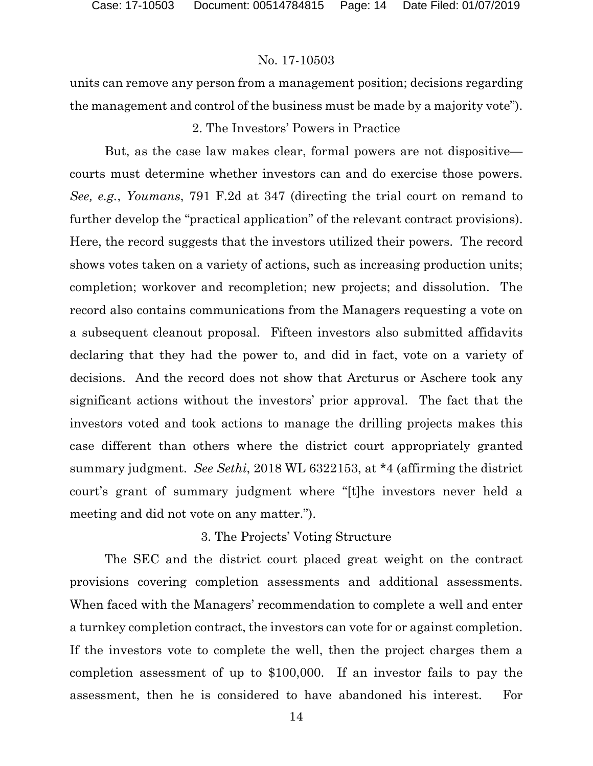units can remove any person from a management position; decisions regarding the management and control of the business must be made by a majority vote").

### 2. The Investors' Powers in Practice

But, as the case law makes clear, formal powers are not dispositive—courts must determine whether investors can and do exercise those powers. *See, e.g.*, *Youmans*, 791 F.2d at 347 (directing the trial court on remand to further develop the "practical application" of the relevant contract provisions). Here, the record suggests that the investors utilized their powers. The record shows votes taken on a variety of actions, such as increasing production units; completion; workover and recompletion; new projects; and dissolution. The record also contains communications from the Managers requesting a vote on a subsequent cleanout proposal. Fifteen investors also submitted affidavits declaring that they had the power to, and did in fact, vote on a variety of decisions. And the record does not show that Arcturus or Aschere took any significant actions without the investors' prior approval. The fact that the investors voted and took actions to manage the drilling projects makes this case different than others where the district court appropriately granted summary judgment. *See Sethi*, 2018 WL 6322153, at *4 (affirming the district court's grant of summary judgment where "[t]he investors never held a meeting and did not vote on any matter.").

### 3. The Projects' Voting Structure

The SEC and the district court placed great weight on the contract provisions covering completion assessments and additional assessments. When faced with the Managers' recommendation to complete a well and enter a turnkey completion contract, the investors can vote for or against completion. If the investors vote to complete the well, then the project charges them a completion assessment of up to $100,000. If an investor fails to pay the assessment, then he is considered to have abandoned his interest. For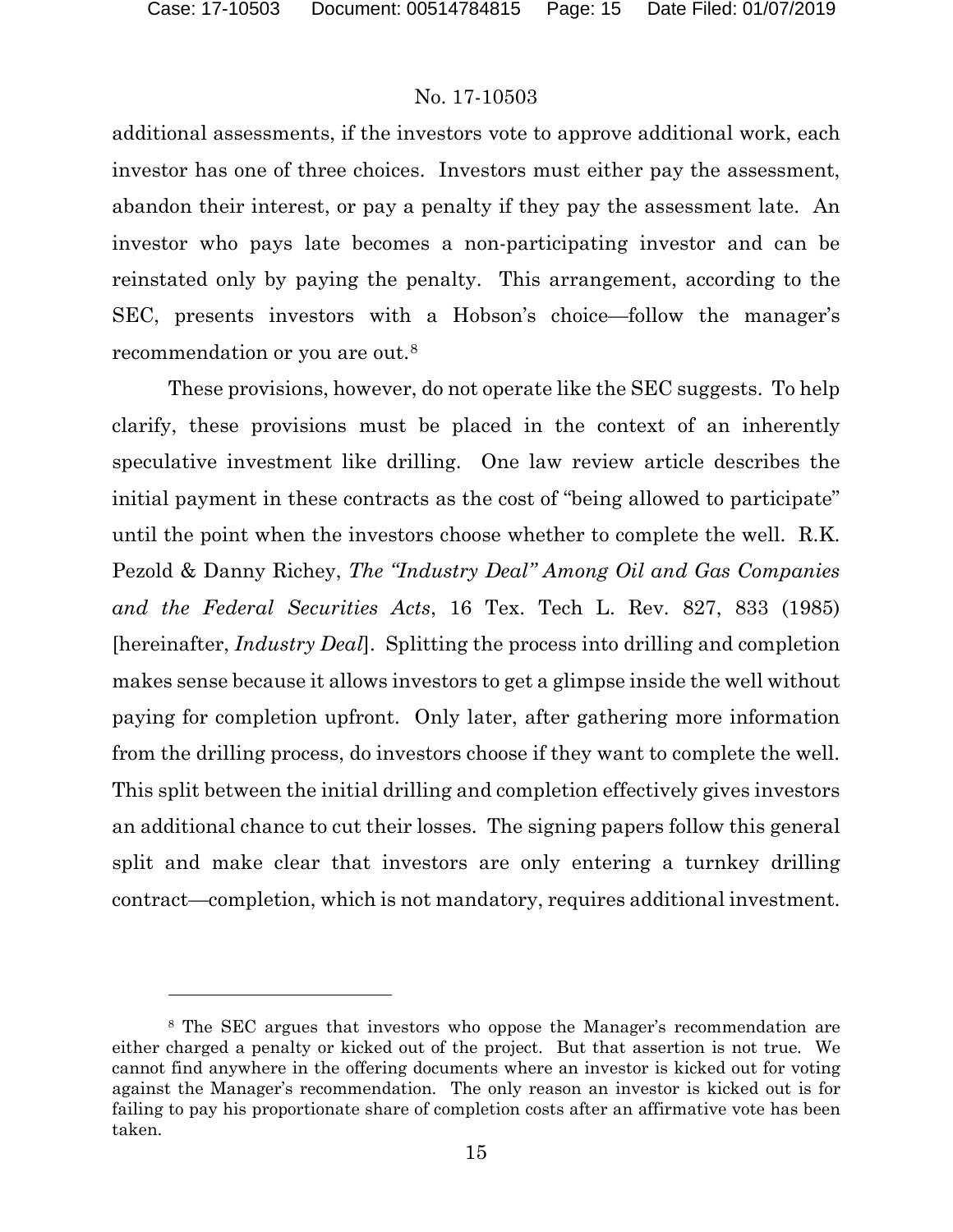additional assessments, if the investors vote to approve additional work, each investor has one of three choices. Investors must either pay the assessment, abandon their interest, or pay a penalty if they pay the assessment late. An investor who pays late becomes a non-participating investor and can be reinstated only by paying the penalty. This arrangement, according to the SEC, presents investors with a Hobson's choice—follow the manager's recommendation or you are out.[8]

These provisions, however, do not operate like the SEC suggests. To help clarify, these provisions must be placed in the context of an inherently speculative investment like drilling. One law review article describes the initial payment in these contracts as the cost of "being allowed to participate" until the point when the investors choose whether to complete the well. R.K. Pezold & Danny Richey, *The "Industry Deal" Among Oil and Gas Companies and the Federal Securities Acts*, 16 Tex. Tech L. Rev. 827, 833 (1985) [hereinafter, *Industry Deal*]. Splitting the process into drilling and completion makes sense because it allows investors to get a glimpse inside the well without paying for completion upfront. Only later, after gathering more information from the drilling process, do investors choose if they want to complete the well. This split between the initial drilling and completion effectively gives investors an additional chance to cut their losses. The signing papers follow this general split and make clear that investors are only entering a turnkey drilling contract—completion, which is not mandatory, requires additional investment.

[8] The SEC argues that investors who oppose the Manager's recommendation are either charged a penalty or kicked out of the project. But that assertion is not true. We cannot find anywhere in the offering documents where an investor is kicked out for voting against the Manager's recommendation. The only reason an investor is kicked out is for failing to pay his proportionate share of completion costs after an affirmative vote has been taken.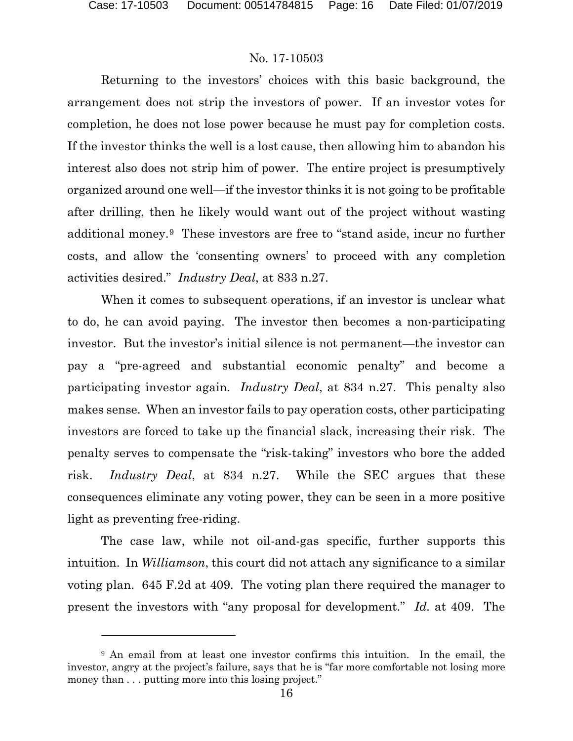Returning to the investors' choices with this basic background, the arrangement does not strip the investors of power. If an investor votes for completion, he does not lose power because he must pay for completion costs. If the investor thinks the well is a lost cause, then allowing him to abandon his interest also does not strip him of power. The entire project is presumptively organized around one well—if the investor thinks it is not going to be profitable after drilling, then he likely would want out of the project without wasting additional money.[9] These investors are free to "stand aside, incur no further costs, and allow the 'consenting owners' to proceed with any completion activities desired." *Industry Deal*, at 833 n.27.

When it comes to subsequent operations, if an investor is unclear what to do, he can avoid paying. The investor then becomes a non-participating investor. But the investor's initial silence is not permanent—the investor can pay a "pre-agreed and substantial economic penalty" and become a participating investor again. *Industry Deal*, at 834 n.27. This penalty also makes sense. When an investor fails to pay operation costs, other participating investors are forced to take up the financial slack, increasing their risk. The penalty serves to compensate the "risk-taking" investors who bore the added risk. *Industry Deal*, at 834 n.27. While the SEC argues that these consequences eliminate any voting power, they can be seen in a more positive light as preventing free-riding.

The case law, while not oil-and-gas specific, further supports this intuition. In *Williamson*, this court did not attach any significance to a similar voting plan. 645 F.2d at 409. The voting plan there required the manager to present the investors with "any proposal for development." *Id.* at 409. The

---

[9] An email from at least one investor confirms this intuition. In the email, the investor, angry at the project's failure, says that he is "far more comfortable not losing more money than . . . putting more into this losing project."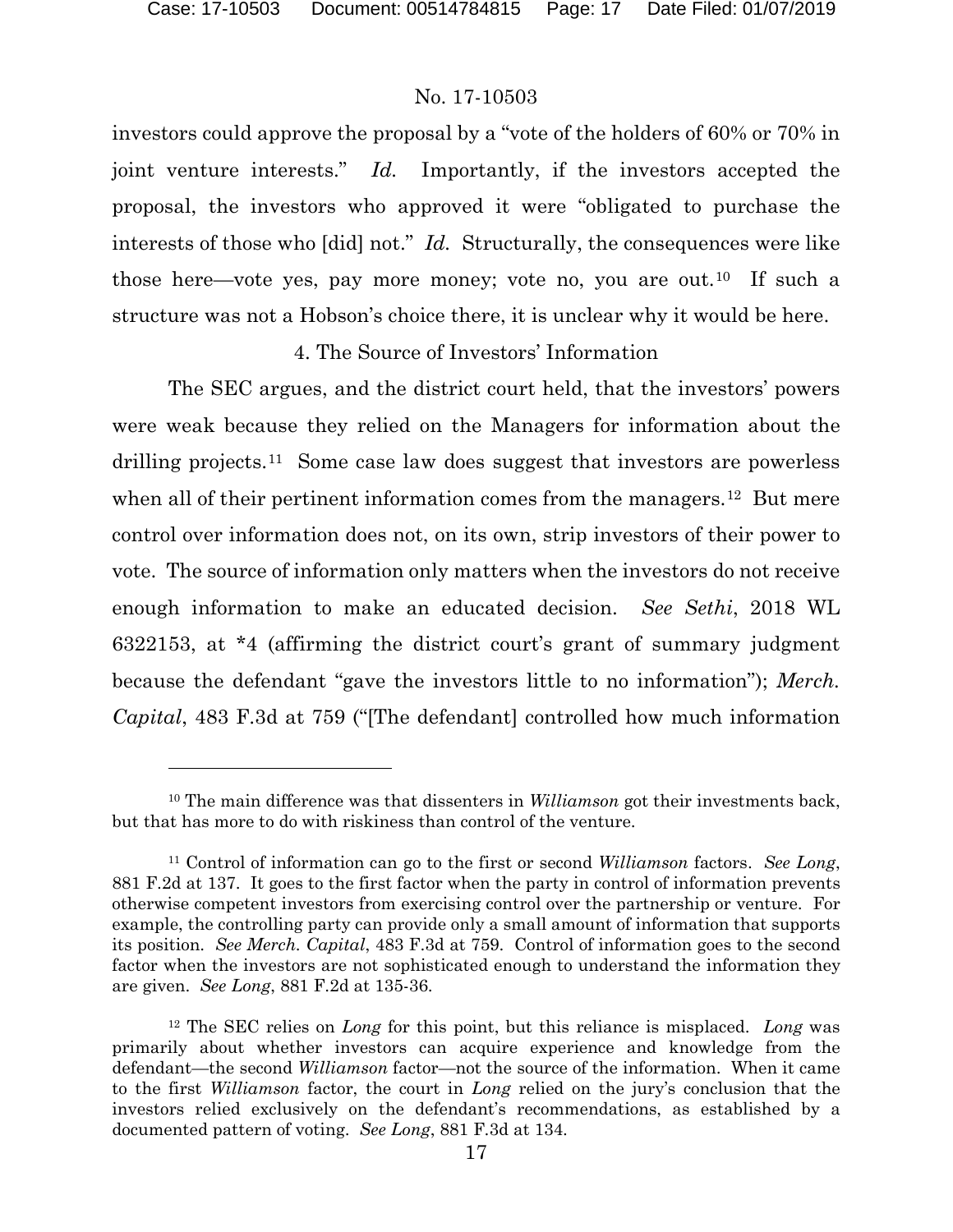investors could approve the proposal by a "vote of the holders of 60% or 70% in joint venture interests." *Id.* Importantly, if the investors accepted the proposal, the investors who approved it were "obligated to purchase the interests of those who [did] not." *Id.* Structurally, the consequences were like those here—vote yes, pay more money; vote no, you are out.[10] If such a structure was not a Hobson's choice there, it is unclear why it would be here.

4. The Source of Investors' Information

The SEC argues, and the district court held, that the investors' powers were weak because they relied on the Managers for information about the drilling projects.[11] Some case law does suggest that investors are powerless when all of their pertinent information comes from the managers.[12] But mere control over information does not, on its own, strip investors of their power to vote. The source of information only matters when the investors do not receive enough information to make an educated decision. *See Sethi*, 2018 WL 6322153, at *4 (affirming the district court's grant of summary judgment because the defendant "gave the investors little to no information"); *Merch. Capital*, 483 F.3d at 759 ("[The defendant] controlled how much information

---

[10] The main difference was that dissenters in *Williamson* got their investments back, but that has more to do with riskiness than control of the venture.

[11] Control of information can go to the first or second *Williamson* factors. *See Long*, 881 F.2d at 137. It goes to the first factor when the party in control of information prevents otherwise competent investors from exercising control over the partnership or venture. For example, the controlling party can provide only a small amount of information that supports its position. *See Merch. Capital*, 483 F.3d at 759. Control of information goes to the second factor when the investors are not sophisticated enough to understand the information they are given. *See Long*, 881 F.2d at 135-36.

[12] The SEC relies on *Long* for this point, but this reliance is misplaced. *Long* was primarily about whether investors can acquire experience and knowledge from the defendant—the second *Williamson* factor—not the source of the information. When it came to the first *Williamson* factor, the court in *Long* relied on the jury's conclusion that the investors relied exclusively on the defendant's recommendations, as established by a documented pattern of voting. *See Long*, 881 F.3d at 134.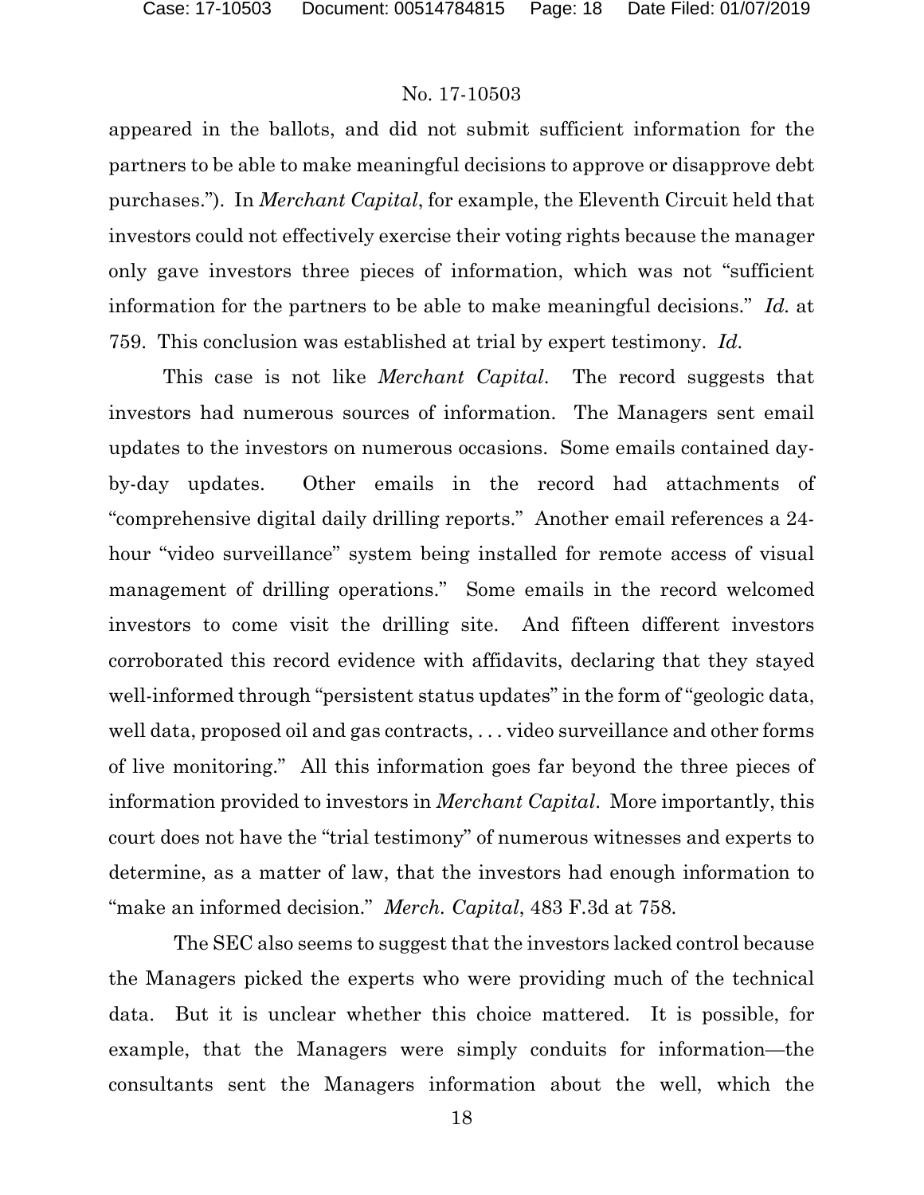appeared in the ballots, and did not submit sufficient information for the partners to be able to make meaningful decisions to approve or disapprove debt purchases."). In *Merchant Capital*, for example, the Eleventh Circuit held that investors could not effectively exercise their voting rights because the manager only gave investors three pieces of information, which was not "sufficient information for the partners to be able to make meaningful decisions." *Id.* at 759. This conclusion was established at trial by expert testimony. *Id.*

This case is not like *Merchant Capital*. The record suggests that investors had numerous sources of information. The Managers sent email updates to the investors on numerous occasions. Some emails contained day-by-day updates. Other emails in the record had attachments of "comprehensive digital daily drilling reports." Another email references a 24-hour "video surveillance" system being installed for remote access of visual management of drilling operations." Some emails in the record welcomed investors to come visit the drilling site. And fifteen different investors corroborated this record evidence with affidavits, declaring that they stayed well-informed through "persistent status updates" in the form of "geologic data, well data, proposed oil and gas contracts, . . . video surveillance and other forms of live monitoring." All this information goes far beyond the three pieces of information provided to investors in *Merchant Capital*. More importantly, this court does not have the "trial testimony" of numerous witnesses and experts to determine, as a matter of law, that the investors had enough information to "make an informed decision." *Merch. Capital*, 483 F.3d at 758.

The SEC also seems to suggest that the investors lacked control because the Managers picked the experts who were providing much of the technical data. But it is unclear whether this choice mattered. It is possible, for example, that the Managers were simply conduits for information—the consultants sent the Managers information about the well, which the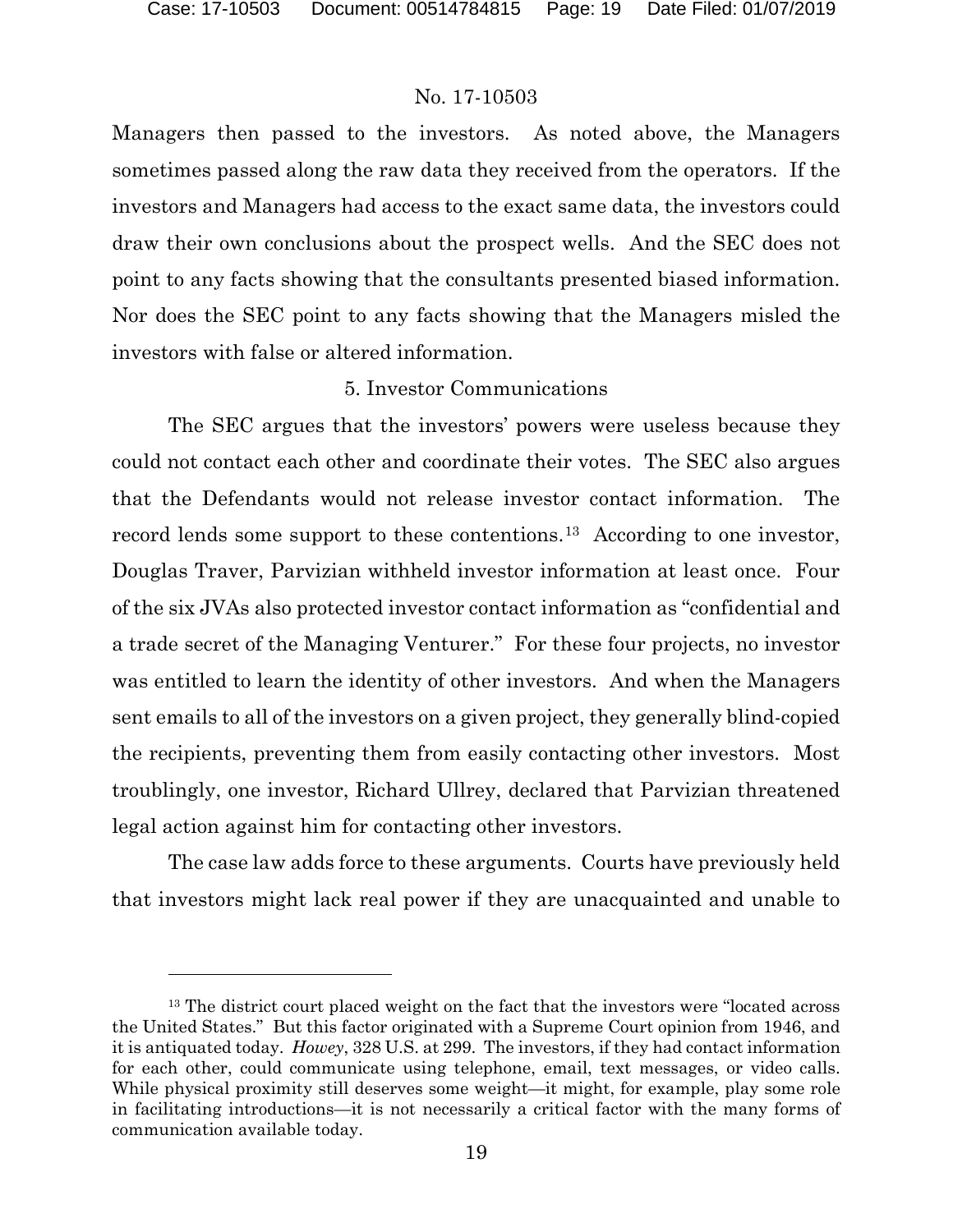Managers then passed to the investors. As noted above, the Managers sometimes passed along the raw data they received from the operators. If the investors and Managers had access to the exact same data, the investors could draw their own conclusions about the prospect wells. And the SEC does not point to any facts showing that the consultants presented biased information. Nor does the SEC point to any facts showing that the Managers misled the investors with false or altered information.

5. Investor Communications

The SEC argues that the investors' powers were useless because they could not contact each other and coordinate their votes. The SEC also argues that the Defendants would not release investor contact information. The record lends some support to these contentions.[13] According to one investor, Douglas Traver, Parvizian withheld investor information at least once. Four of the six JVAs also protected investor contact information as "confidential and a trade secret of the Managing Venturer." For these four projects, no investor was entitled to learn the identity of other investors. And when the Managers sent emails to all of the investors on a given project, they generally blind-copied the recipients, preventing them from easily contacting other investors. Most troublingly, one investor, Richard Ullrey, declared that Parvizian threatened legal action against him for contacting other investors.

The case law adds force to these arguments. Courts have previously held that investors might lack real power if they are unacquainted and unable to

[13] The district court placed weight on the fact that the investors were "located across the United States." But this factor originated with a Supreme Court opinion from 1946, and it is antiquated today. *Howey*, 328 U.S. at 299. The investors, if they had contact information for each other, could communicate using telephone, email, text messages, or video calls. While physical proximity still deserves some weight—it might, for example, play some role in facilitating introductions—it is not necessarily a critical factor with the many forms of communication available today.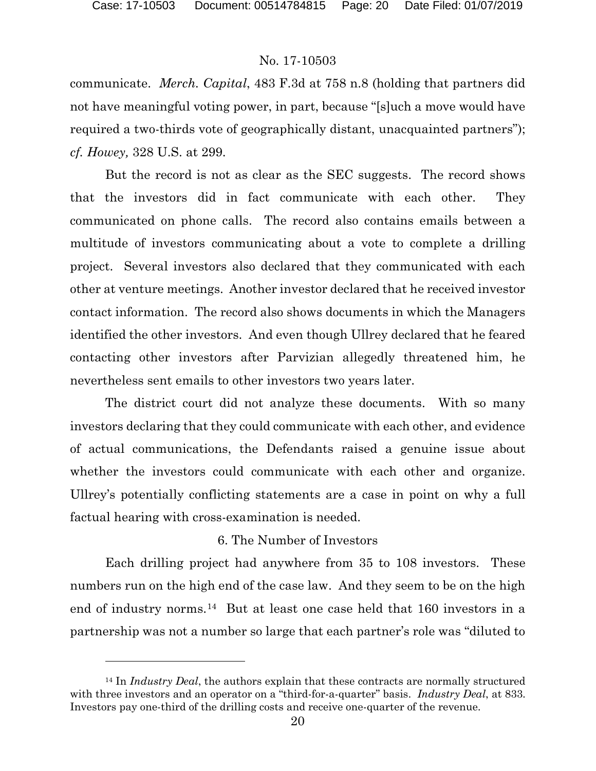communicate. *Merch. Capital*, 483 F.3d at 758 n.8 (holding that partners did not have meaningful voting power, in part, because "[s]uch a move would have required a two-thirds vote of geographically distant, unacquainted partners"); *cf. Howey,* 328 U.S. at 299.

But the record is not as clear as the SEC suggests. The record shows that the investors did in fact communicate with each other. They communicated on phone calls. The record also contains emails between a multitude of investors communicating about a vote to complete a drilling project. Several investors also declared that they communicated with each other at venture meetings. Another investor declared that he received investor contact information. The record also shows documents in which the Managers identified the other investors. And even though Ullrey declared that he feared contacting other investors after Parvizian allegedly threatened him, he nevertheless sent emails to other investors two years later.

The district court did not analyze these documents. With so many investors declaring that they could communicate with each other, and evidence of actual communications, the Defendants raised a genuine issue about whether the investors could communicate with each other and organize. Ullrey's potentially conflicting statements are a case in point on why a full factual hearing with cross-examination is needed.

6. The Number of Investors

Each drilling project had anywhere from 35 to 108 investors. These numbers run on the high end of the case law. And they seem to be on the high end of industry norms.[14] But at least one case held that 160 investors in a partnership was not a number so large that each partner's role was "diluted to

[14] In *Industry Deal*, the authors explain that these contracts are normally structured with three investors and an operator on a "third-for-a-quarter" basis. *Industry Deal*, at 833. Investors pay one-third of the drilling costs and receive one-quarter of the revenue.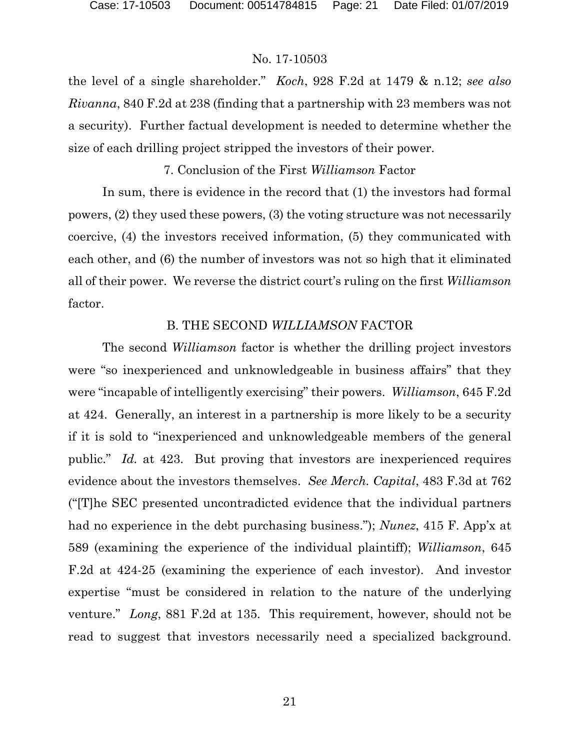the level of a single shareholder." *Koch*, 928 F.2d at 1479 & n.12; *see also Rivanna*, 840 F.2d at 238 (finding that a partnership with 23 members was not a security). Further factual development is needed to determine whether the size of each drilling project stripped the investors of their power.

7. Conclusion of the First *Williamson* Factor

In sum, there is evidence in the record that (1) the investors had formal powers, (2) they used these powers, (3) the voting structure was not necessarily coercive, (4) the investors received information, (5) they communicated with each other, and (6) the number of investors was not so high that it eliminated all of their power. We reverse the district court's ruling on the first *Williamson* factor.

B. THE SECOND *WILLIAMSON* FACTOR

The second *Williamson* factor is whether the drilling project investors were "so inexperienced and unknowledgeable in business affairs" that they were "incapable of intelligently exercising" their powers. *Williamson*, 645 F.2d at 424. Generally, an interest in a partnership is more likely to be a security if it is sold to "inexperienced and unknowledgeable members of the general public." *Id.* at 423. But proving that investors are inexperienced requires evidence about the investors themselves. *See Merch. Capital*, 483 F.3d at 762 ("[T]he SEC presented uncontradicted evidence that the individual partners had no experience in the debt purchasing business."); *Nunez*, 415 F. App'x at 589 (examining the experience of the individual plaintiff); *Williamson*, 645 F.2d at 424-25 (examining the experience of each investor). And investor expertise "must be considered in relation to the nature of the underlying venture." *Long*, 881 F.2d at 135. This requirement, however, should not be read to suggest that investors necessarily need a specialized background.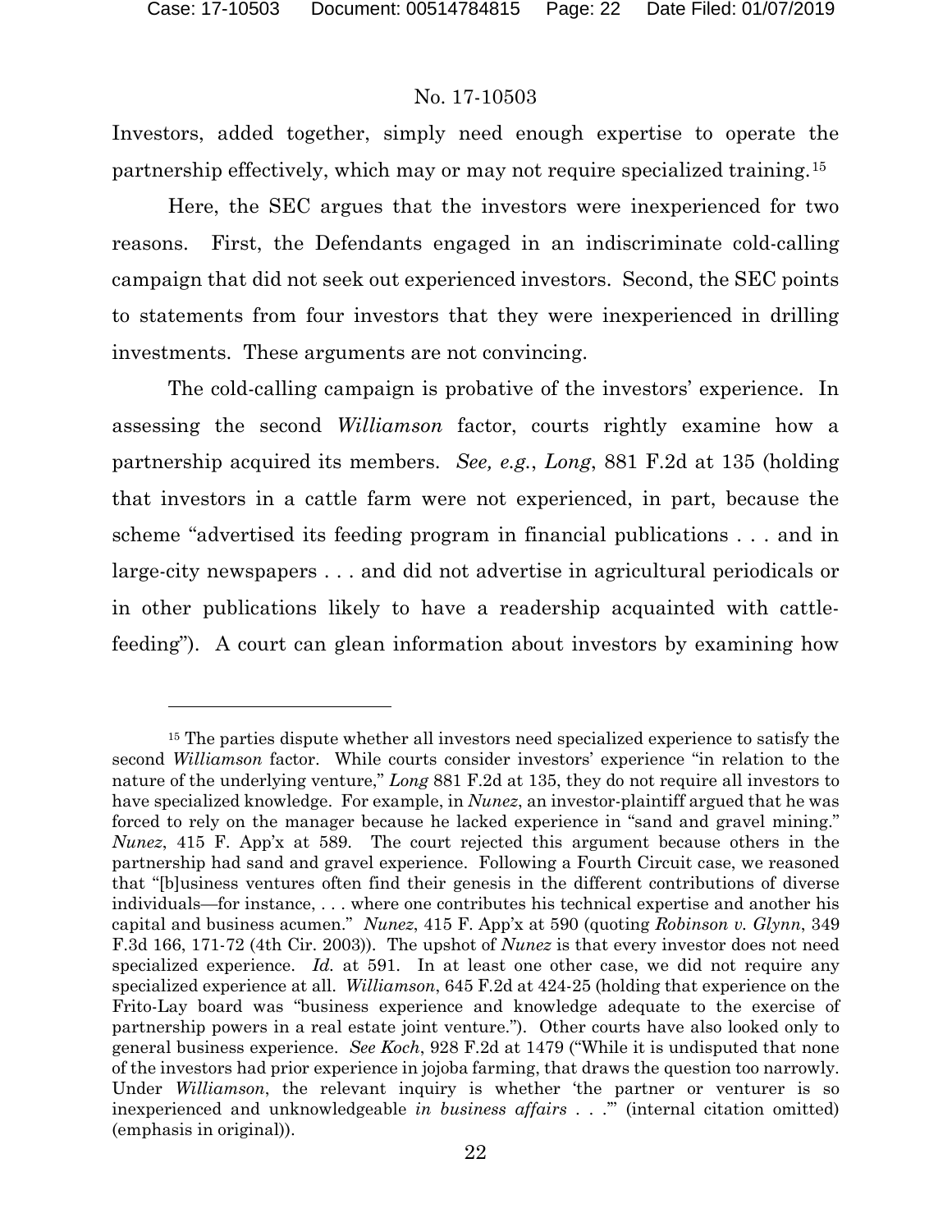Investors, added together, simply need enough expertise to operate the partnership effectively, which may or may not require specialized training.[15]

Here, the SEC argues that the investors were inexperienced for two reasons. First, the Defendants engaged in an indiscriminate cold-calling campaign that did not seek out experienced investors. Second, the SEC points to statements from four investors that they were inexperienced in drilling investments. These arguments are not convincing.

The cold-calling campaign is probative of the investors' experience. In assessing the second *Williamson* factor, courts rightly examine how a partnership acquired its members. *See, e.g.*, *Long*, 881 F.2d at 135 (holding that investors in a cattle farm were not experienced, in part, because the scheme "advertised its feeding program in financial publications . . . and in large-city newspapers . . . and did not advertise in agricultural periodicals or in other publications likely to have a readership acquainted with cattle-feeding"). A court can glean information about investors by examining how

---

[15] The parties dispute whether all investors need specialized experience to satisfy the second *Williamson* factor. While courts consider investors' experience "in relation to the nature of the underlying venture," *Long* 881 F.2d at 135, they do not require all investors to have specialized knowledge. For example, in *Nunez*, an investor-plaintiff argued that he was forced to rely on the manager because he lacked experience in "sand and gravel mining." *Nunez*, 415 F. App'x at 589. The court rejected this argument because others in the partnership had sand and gravel experience. Following a Fourth Circuit case, we reasoned that "[b]usiness ventures often find their genesis in the different contributions of diverse individuals—for instance, . . . where one contributes his technical expertise and another his capital and business acumen." *Nunez*, 415 F. App'x at 590 (quoting *Robinson v. Glynn*, 349 F.3d 166, 171-72 (4th Cir. 2003)). The upshot of *Nunez* is that every investor does not need specialized experience. *Id.* at 591. In at least one other case, we did not require any specialized experience at all. *Williamson*, 645 F.2d at 424-25 (holding that experience on the Frito-Lay board was "business experience and knowledge adequate to the exercise of partnership powers in a real estate joint venture."). Other courts have also looked only to general business experience. *See Koch*, 928 F.2d at 1479 ("While it is undisputed that none of the investors had prior experience in jojoba farming, that draws the question too narrowly. Under *Williamson*, the relevant inquiry is whether 'the partner or venturer is so inexperienced and unknowledgeable *in business affairs* . . .'" (internal citation omitted) (emphasis in original)).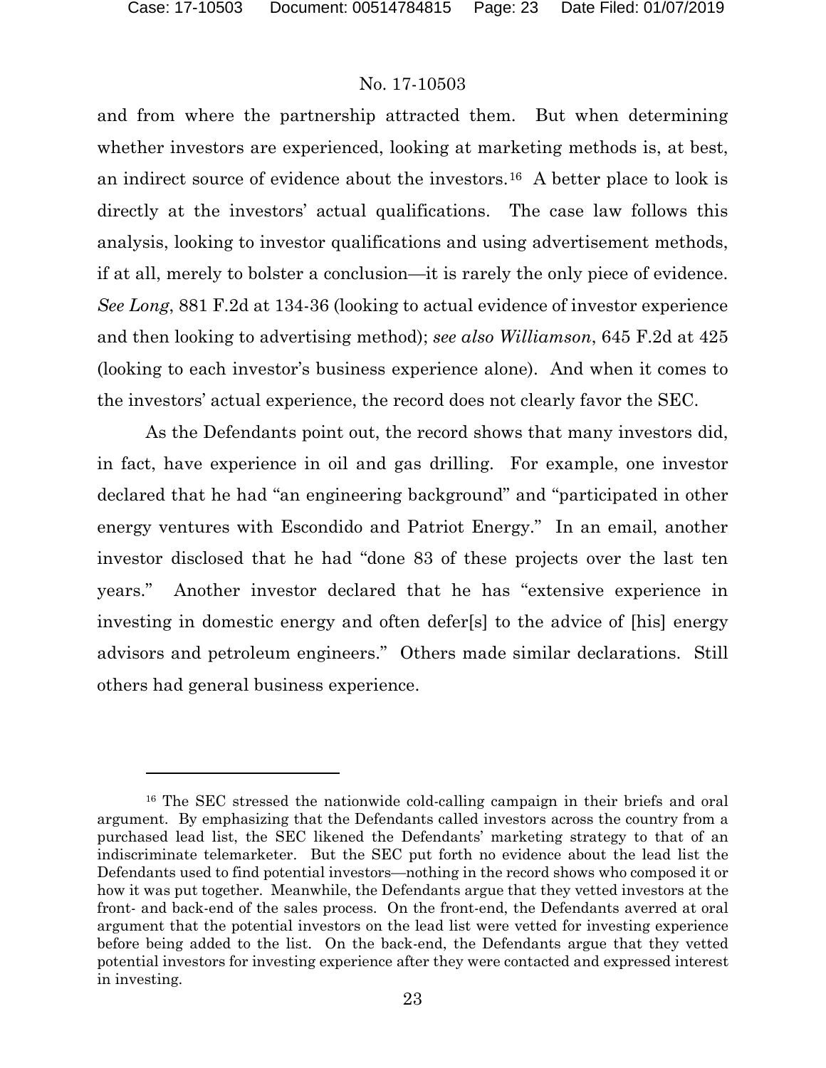and from where the partnership attracted them. But when determining whether investors are experienced, looking at marketing methods is, at best, an indirect source of evidence about the investors.[16] A better place to look is directly at the investors' actual qualifications. The case law follows this analysis, looking to investor qualifications and using advertisement methods, if at all, merely to bolster a conclusion—it is rarely the only piece of evidence. *See Long*, 881 F.2d at 134-36 (looking to actual evidence of investor experience and then looking to advertising method); *see also Williamson*, 645 F.2d at 425 (looking to each investor's business experience alone). And when it comes to the investors' actual experience, the record does not clearly favor the SEC.

As the Defendants point out, the record shows that many investors did, in fact, have experience in oil and gas drilling. For example, one investor declared that he had "an engineering background" and "participated in other energy ventures with Escondido and Patriot Energy." In an email, another investor disclosed that he had "done 83 of these projects over the last ten years." Another investor declared that he has "extensive experience in investing in domestic energy and often defer[s] to the advice of [his] energy advisors and petroleum engineers." Others made similar declarations. Still others had general business experience.

---

[16] The SEC stressed the nationwide cold-calling campaign in their briefs and oral argument. By emphasizing that the Defendants called investors across the country from a purchased lead list, the SEC likened the Defendants' marketing strategy to that of an indiscriminate telemarketer. But the SEC put forth no evidence about the lead list the Defendants used to find potential investors—nothing in the record shows who composed it or how it was put together. Meanwhile, the Defendants argue that they vetted investors at the front- and back-end of the sales process. On the front-end, the Defendants averred at oral argument that the potential investors on the lead list were vetted for investing experience before being added to the list. On the back-end, the Defendants argue that they vetted potential investors for investing experience after they were contacted and expressed interest in investing.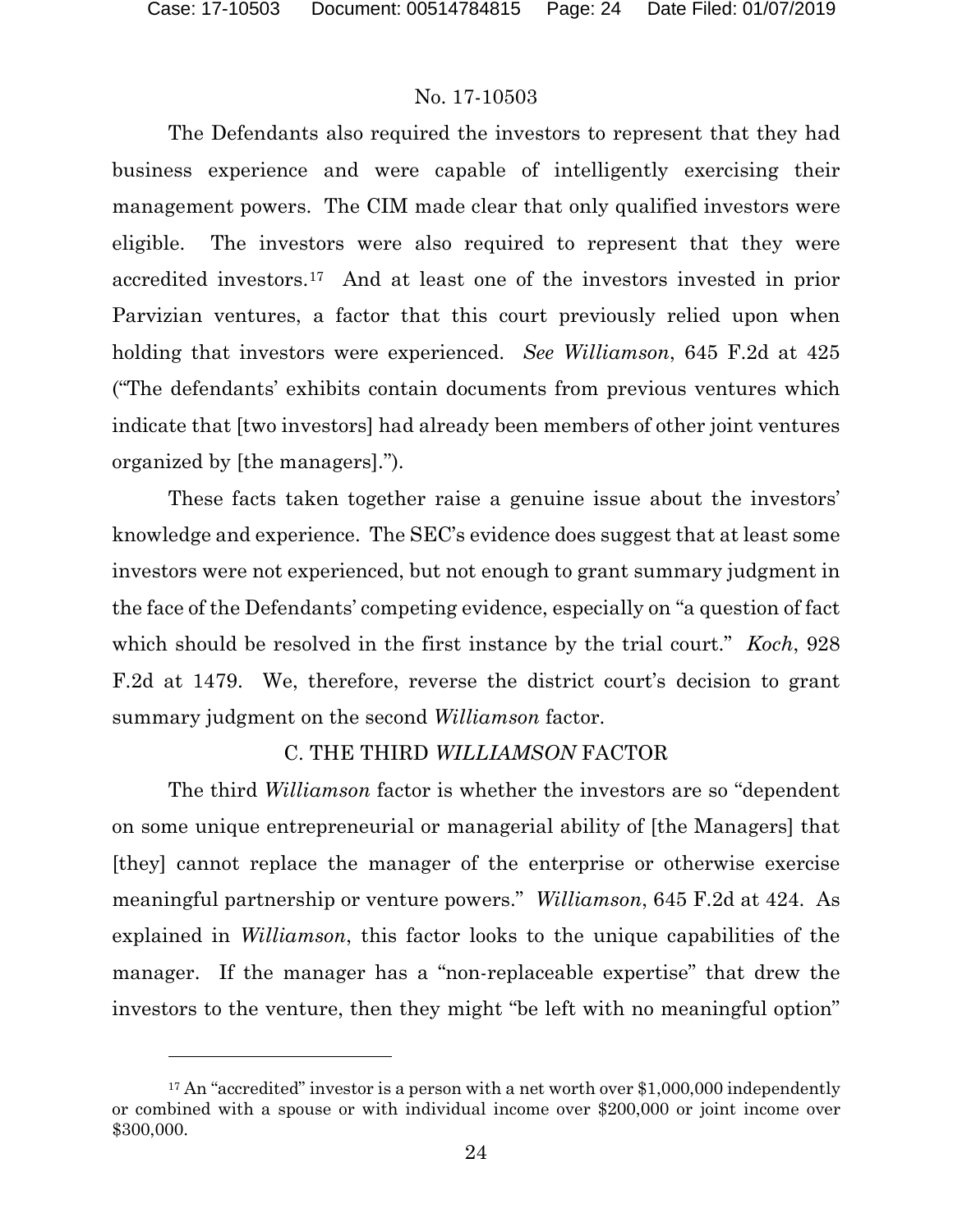The Defendants also required the investors to represent that they had business experience and were capable of intelligently exercising their management powers. The CIM made clear that only qualified investors were eligible. The investors were also required to represent that they were accredited investors.[17] And at least one of the investors invested in prior Parvizian ventures, a factor that this court previously relied upon when holding that investors were experienced. *See Williamson*, 645 F.2d at 425 ("The defendants' exhibits contain documents from previous ventures which indicate that [two investors] had already been members of other joint ventures organized by [the managers].").

These facts taken together raise a genuine issue about the investors' knowledge and experience. The SEC's evidence does suggest that at least some investors were not experienced, but not enough to grant summary judgment in the face of the Defendants' competing evidence, especially on "a question of fact which should be resolved in the first instance by the trial court." *Koch*, 928 F.2d at 1479. We, therefore, reverse the district court's decision to grant summary judgment on the second *Williamson* factor.

## C. THE THIRD *WILLIAMSON* FACTOR

The third *Williamson* factor is whether the investors are so "dependent on some unique entrepreneurial or managerial ability of [the Managers] that [they] cannot replace the manager of the enterprise or otherwise exercise meaningful partnership or venture powers." *Williamson*, 645 F.2d at 424. As explained in *Williamson*, this factor looks to the unique capabilities of the manager. If the manager has a "non-replaceable expertise" that drew the investors to the venture, then they might "be left with no meaningful option"

---

[17] An "accredited" investor is a person with a net worth over $1,000,000 independently or combined with a spouse or with individual income over $200,000 or joint income over $300,000.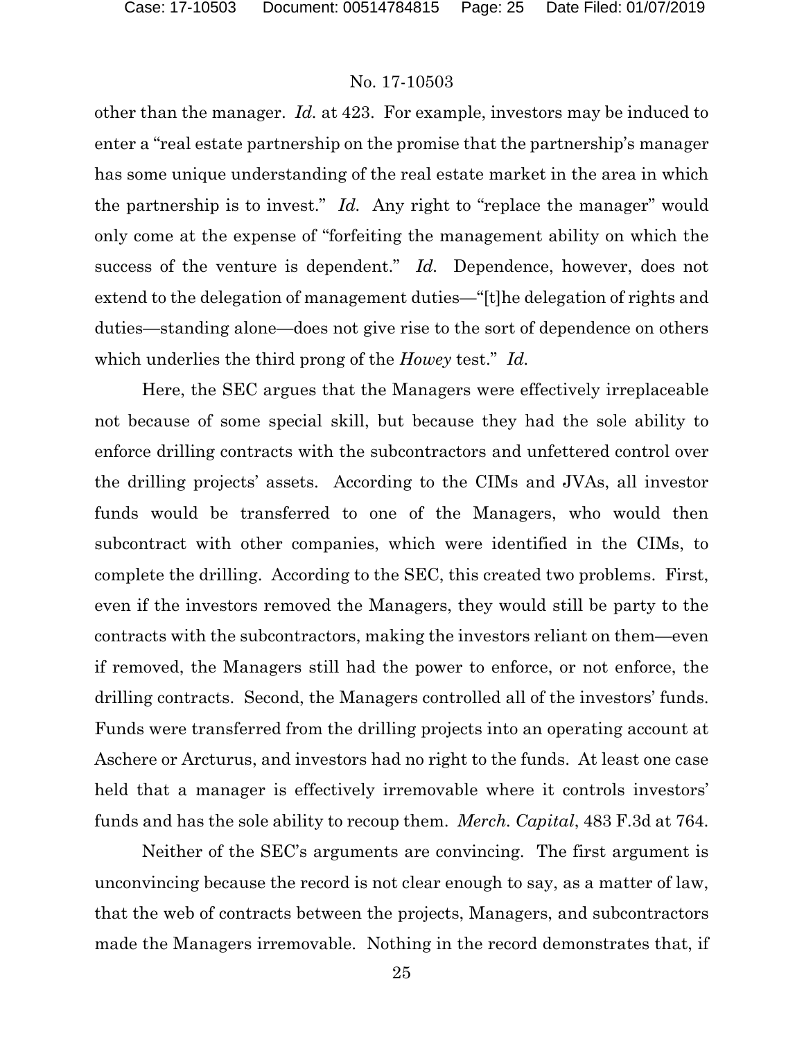other than the manager. *Id.* at 423. For example, investors may be induced to enter a "real estate partnership on the promise that the partnership's manager has some unique understanding of the real estate market in the area in which the partnership is to invest." *Id.* Any right to "replace the manager" would only come at the expense of "forfeiting the management ability on which the success of the venture is dependent." *Id.* Dependence, however, does not extend to the delegation of management duties—"[t]he delegation of rights and duties—standing alone—does not give rise to the sort of dependence on others which underlies the third prong of the *Howey* test." *Id.*

Here, the SEC argues that the Managers were effectively irreplaceable not because of some special skill, but because they had the sole ability to enforce drilling contracts with the subcontractors and unfettered control over the drilling projects' assets. According to the CIMs and JVAs, all investor funds would be transferred to one of the Managers, who would then subcontract with other companies, which were identified in the CIMs, to complete the drilling. According to the SEC, this created two problems. First, even if the investors removed the Managers, they would still be party to the contracts with the subcontractors, making the investors reliant on them—even if removed, the Managers still had the power to enforce, or not enforce, the drilling contracts. Second, the Managers controlled all of the investors' funds. Funds were transferred from the drilling projects into an operating account at Aschere or Arcturus, and investors had no right to the funds. At least one case held that a manager is effectively irremovable where it controls investors' funds and has the sole ability to recoup them. *Merch. Capital*, 483 F.3d at 764.

Neither of the SEC's arguments are convincing. The first argument is unconvincing because the record is not clear enough to say, as a matter of law, that the web of contracts between the projects, Managers, and subcontractors made the Managers irremovable. Nothing in the record demonstrates that, if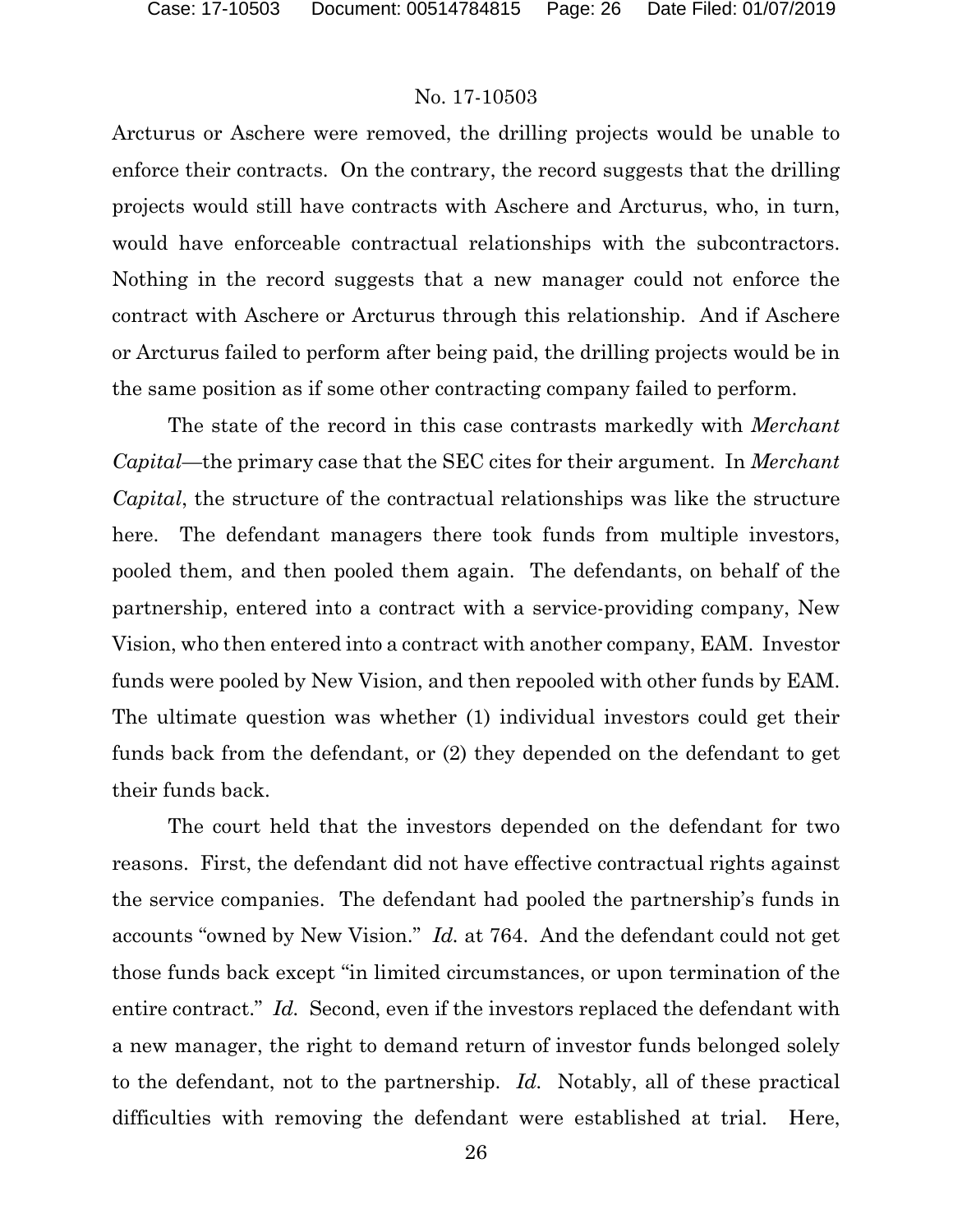Arcturus or Aschere were removed, the drilling projects would be unable to enforce their contracts. On the contrary, the record suggests that the drilling projects would still have contracts with Aschere and Arcturus, who, in turn, would have enforceable contractual relationships with the subcontractors. Nothing in the record suggests that a new manager could not enforce the contract with Aschere or Arcturus through this relationship. And if Aschere or Arcturus failed to perform after being paid, the drilling projects would be in the same position as if some other contracting company failed to perform.

The state of the record in this case contrasts markedly with *Merchant Capital*—the primary case that the SEC cites for their argument. In *Merchant Capital*, the structure of the contractual relationships was like the structure here. The defendant managers there took funds from multiple investors, pooled them, and then pooled them again. The defendants, on behalf of the partnership, entered into a contract with a service-providing company, New Vision, who then entered into a contract with another company, EAM. Investor funds were pooled by New Vision, and then repooled with other funds by EAM. The ultimate question was whether (1) individual investors could get their funds back from the defendant, or (2) they depended on the defendant to get their funds back.

The court held that the investors depended on the defendant for two reasons. First, the defendant did not have effective contractual rights against the service companies. The defendant had pooled the partnership's funds in accounts "owned by New Vision." *Id.* at 764. And the defendant could not get those funds back except "in limited circumstances, or upon termination of the entire contract." *Id.* Second, even if the investors replaced the defendant with a new manager, the right to demand return of investor funds belonged solely to the defendant, not to the partnership. *Id.* Notably, all of these practical difficulties with removing the defendant were established at trial. Here,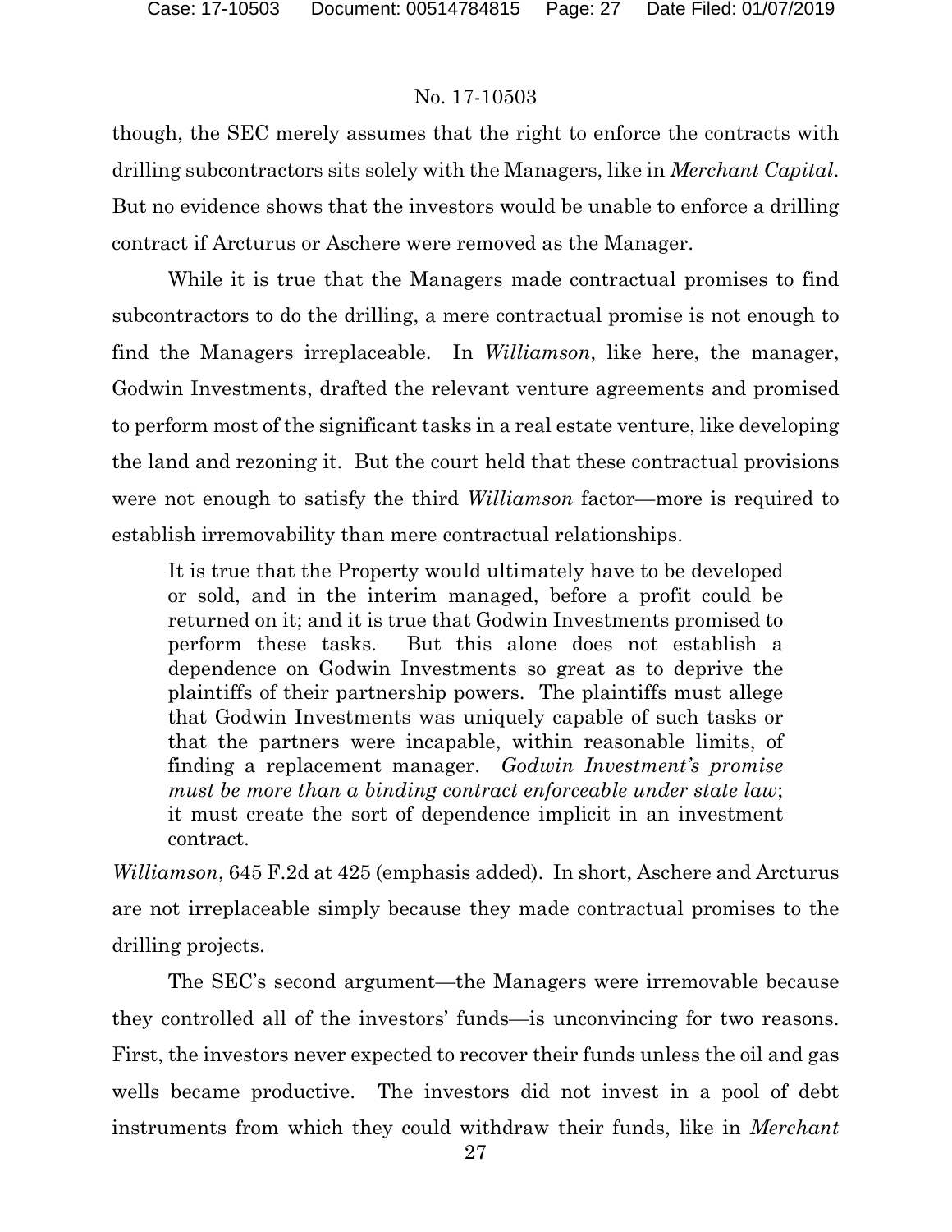though, the SEC merely assumes that the right to enforce the contracts with drilling subcontractors sits solely with the Managers, like in *Merchant Capital*. But no evidence shows that the investors would be unable to enforce a drilling contract if Arcturus or Aschere were removed as the Manager.

While it is true that the Managers made contractual promises to find subcontractors to do the drilling, a mere contractual promise is not enough to find the Managers irreplaceable. In *Williamson*, like here, the manager, Godwin Investments, drafted the relevant venture agreements and promised to perform most of the significant tasks in a real estate venture, like developing the land and rezoning it. But the court held that these contractual provisions were not enough to satisfy the third *Williamson* factor—more is required to establish irremovability than mere contractual relationships.

> It is true that the Property would ultimately have to be developed or sold, and in the interim managed, before a profit could be returned on it; and it is true that Godwin Investments promised to perform these tasks. But this alone does not establish a dependence on Godwin Investments so great as to deprive the plaintiffs of their partnership powers. The plaintiffs must allege that Godwin Investments was uniquely capable of such tasks or that the partners were incapable, within reasonable limits, of finding a replacement manager. *Godwin Investment's promise must be more than a binding contract enforceable under state law*; it must create the sort of dependence implicit in an investment contract.

*Williamson*, 645 F.2d at 425 (emphasis added). In short, Aschere and Arcturus are not irreplaceable simply because they made contractual promises to the drilling projects.

The SEC's second argument—the Managers were irremovable because they controlled all of the investors' funds—is unconvincing for two reasons. First, the investors never expected to recover their funds unless the oil and gas wells became productive. The investors did not invest in a pool of debt instruments from which they could withdraw their funds, like in *Merchant*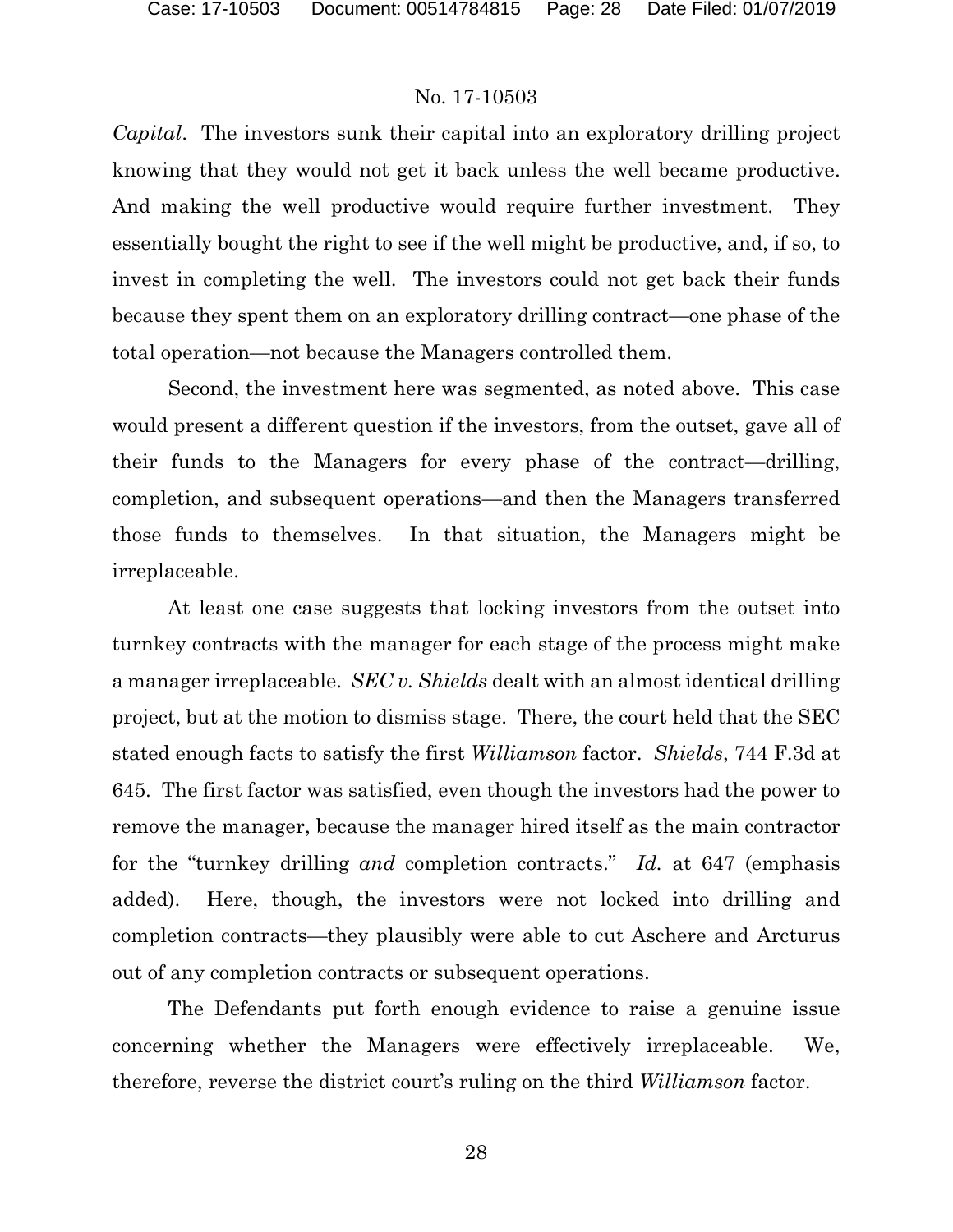*Capital*. The investors sunk their capital into an exploratory drilling project knowing that they would not get it back unless the well became productive. And making the well productive would require further investment. They essentially bought the right to see if the well might be productive, and, if so, to invest in completing the well. The investors could not get back their funds because they spent them on an exploratory drilling contract—one phase of the total operation—not because the Managers controlled them.

Second, the investment here was segmented, as noted above. This case would present a different question if the investors, from the outset, gave all of their funds to the Managers for every phase of the contract—drilling, completion, and subsequent operations—and then the Managers transferred those funds to themselves. In that situation, the Managers might be irreplaceable.

At least one case suggests that locking investors from the outset into turnkey contracts with the manager for each stage of the process might make a manager irreplaceable. *SEC v. Shields* dealt with an almost identical drilling project, but at the motion to dismiss stage. There, the court held that the SEC stated enough facts to satisfy the first *Williamson* factor. *Shields*, 744 F.3d at 645. The first factor was satisfied, even though the investors had the power to remove the manager, because the manager hired itself as the main contractor for the "turnkey drilling *and* completion contracts." *Id.* at 647 (emphasis added). Here, though, the investors were not locked into drilling and completion contracts—they plausibly were able to cut Aschere and Arcturus out of any completion contracts or subsequent operations.

The Defendants put forth enough evidence to raise a genuine issue concerning whether the Managers were effectively irreplaceable. We, therefore, reverse the district court's ruling on the third *Williamson* factor.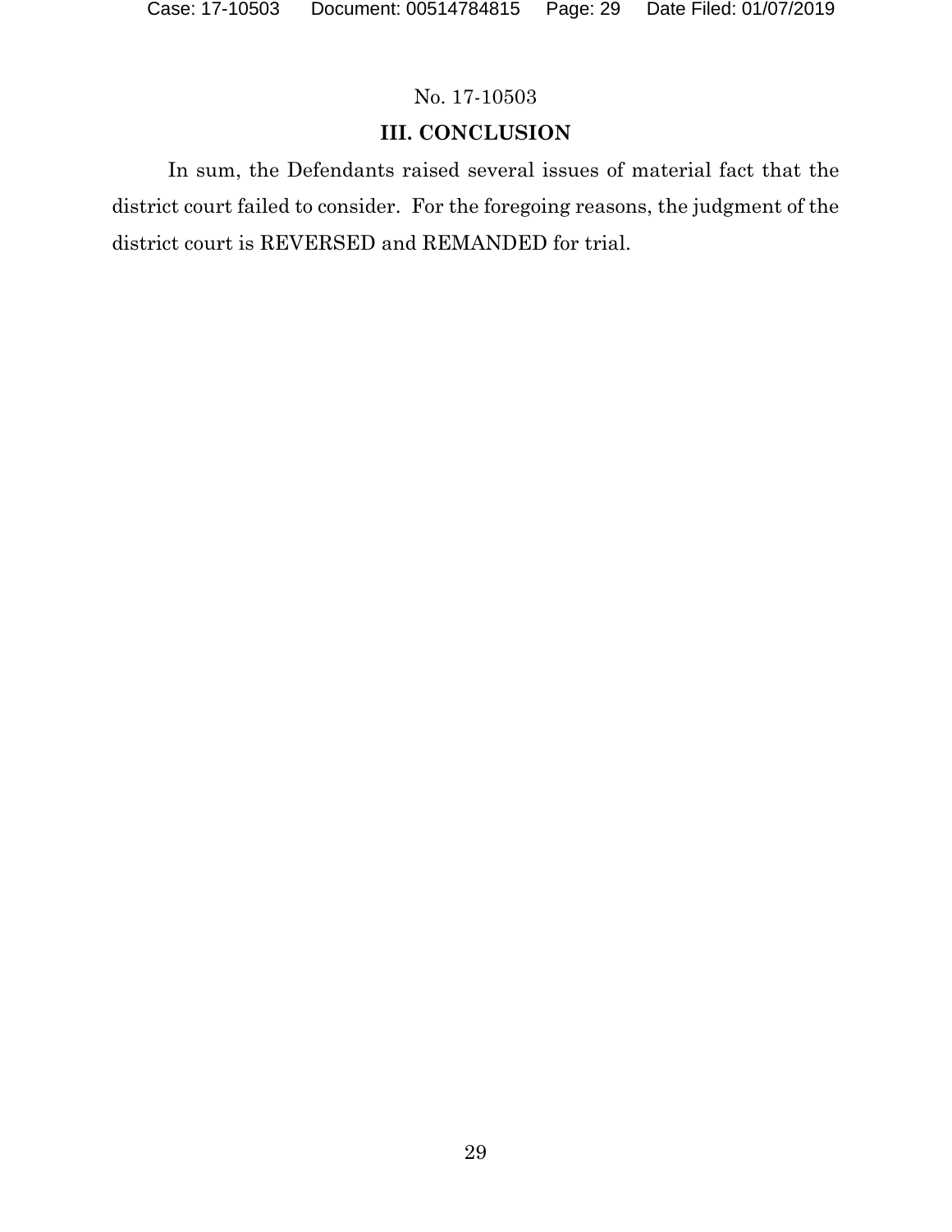## III. CONCLUSION

In sum, the Defendants raised several issues of material fact that the district court failed to consider. For the foregoing reasons, the judgment of the district court is REVERSED and REMANDED for trial.